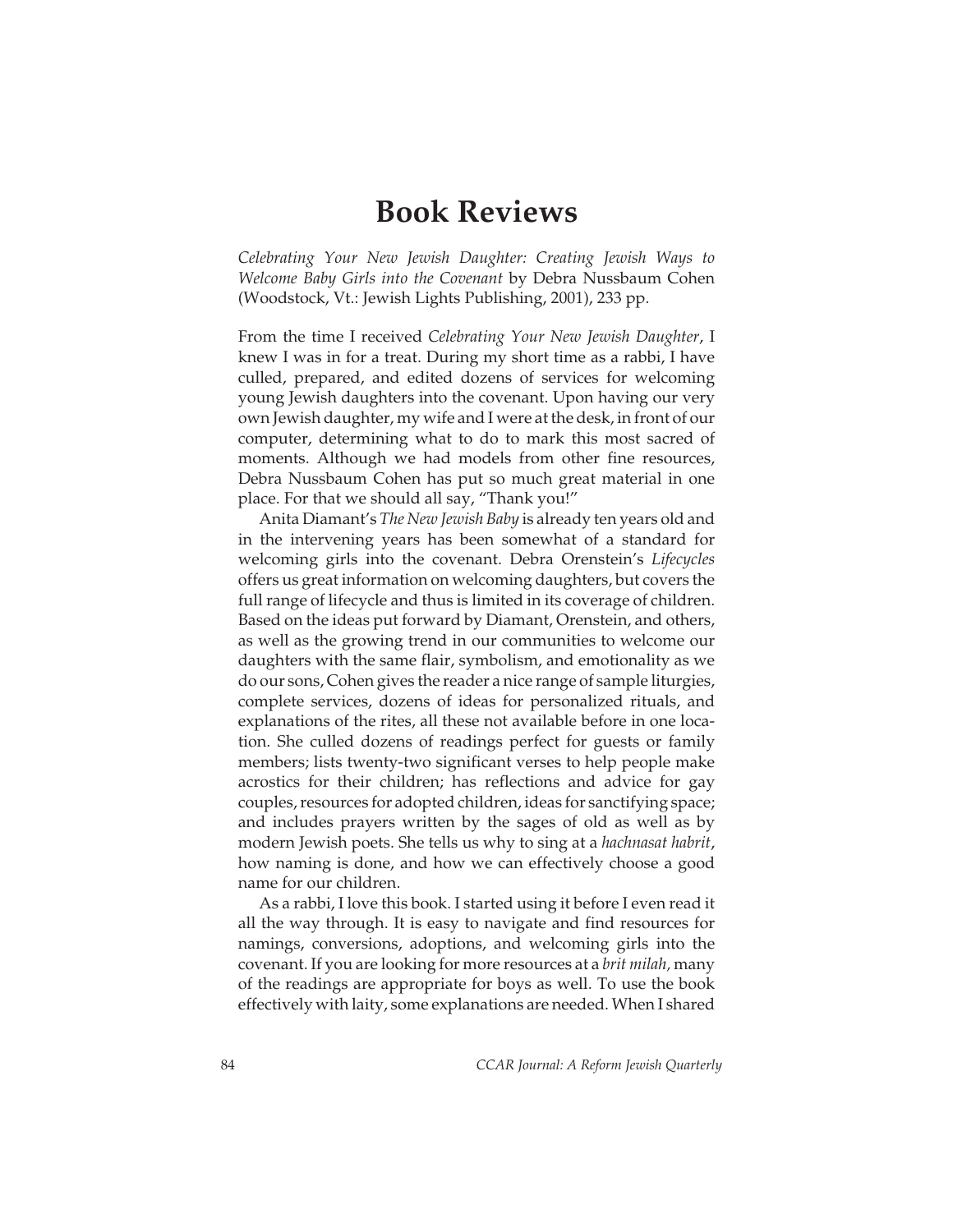# Book Reviews

*Celebrating Your New Jewish Daughter: Creating Jewish Ways to Welcome Baby Girls into the Covenant* by Debra Nussbaum Cohen (Woodstock, Vt.: Jewish Lights Publishing, 2001), 233 pp.

From the time I received *Celebrating Your New Jewish Daughter*, I knew I was in for a treat. During my short time as a rabbi, I have culled, prepared, and edited dozens of services for welcoming young Jewish daughters into the covenant. Upon having our very own Jewish daughter, my wife and I were at the desk, in front of our computer, determining what to do to mark this most sacred of moments. Although we had models from other fine resources, Debra Nussbaum Cohen has put so much great material in one place. For that we should all say, "Thank you!"

Anita Diamant's *The New Jewish Baby* is already ten years old and in the intervening years has been somewhat of a standard for welcoming girls into the covenant. Debra Orenstein's *Lifecycles* offers us great information on welcoming daughters, but covers the full range of lifecycle and thus is limited in its coverage of children. Based on the ideas put forward by Diamant, Orenstein, and others, as well as the growing trend in our communities to welcome our daughters with the same flair, symbolism, and emotionality as we do our sons, Cohen gives the reader a nice range of sample liturgies, complete services, dozens of ideas for personalized rituals, and explanations of the rites, all these not available before in one location. She culled dozens of readings perfect for guests or family members; lists twenty-two significant verses to help people make acrostics for their children; has reflections and advice for gay couples, resources for adopted children, ideas for sanctifying space; and includes prayers written by the sages of old as well as by modern Jewish poets. She tells us why to sing at a *hachnasat habrit*, how naming is done, and how we can effectively choose a good name for our children.

As a rabbi, I love this book. I started using it before I even read it all the way through. It is easy to navigate and find resources for namings, conversions, adoptions, and welcoming girls into the covenant. If you are looking for more resources at a *brit milah,* many of the readings are appropriate for boys as well. To use the book effectively with laity, some explanations are needed. When I shared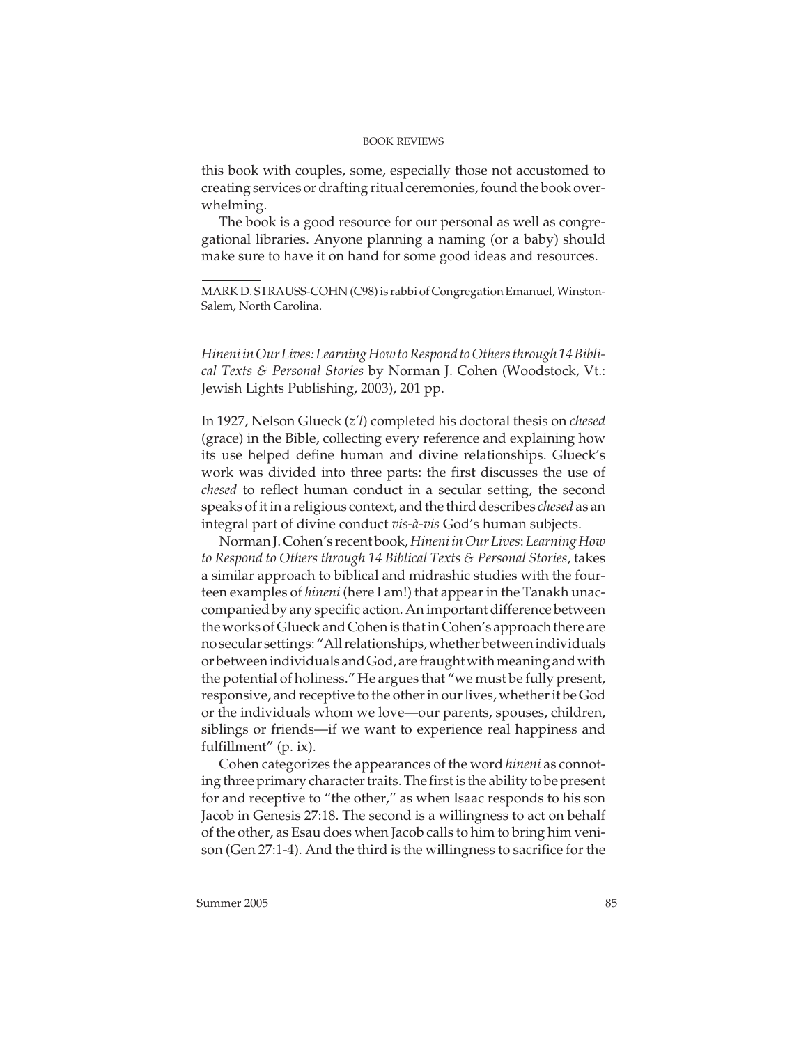this book with couples, some, especially those not accustomed to creating services or drafting ritual ceremonies, found the book overwhelming.

The book is a good resource for our personal as well as congregational libraries. Anyone planning a naming (or a baby) should make sure to have it on hand for some good ideas and resources.

---

MARK D. STRAUSS-COHN (C98) is rabbi of Congregation Emanuel, Winston-Salem, North Carolina.

*Hineni in Our Lives: Learning How to Respond to Others through 14 Biblical Texts & Personal Stories* by Norman J. Cohen (Woodstock, Vt.: Jewish Lights Publishing, 2003), 201 pp.

In 1927, Nelson Glueck (*z'l*) completed his doctoral thesis on *chesed* (grace) in the Bible, collecting every reference and explaining how its use helped define human and divine relationships. Glueck's work was divided into three parts: the first discusses the use of *chesed* to reflect human conduct in a secular setting, the second speaks of it in a religious context, and the third describes *chesed* as an integral part of divine conduct *vis-à-vis* God's human subjects.

Norman J. Cohen's recent book, *Hineni in Our Lives*: *Learning How to Respond to Others through 14 Biblical Texts & Personal Stories*, takes a similar approach to biblical and midrashic studies with the fourteen examples of *hineni* (here I am!) that appear in the Tanakh unaccompanied by any specific action. An important difference between the works of Glueck and Cohen is that in Cohen's approach there are no secular settings: "All relationships, whether between individuals or between individuals and God, are fraught with meaning and with the potential of holiness." He argues that "we must be fully present, responsive, and receptive to the other in our lives, whether it be God or the individuals whom we love—our parents, spouses, children, siblings or friends—if we want to experience real happiness and fulfillment" (p. ix).

Cohen categorizes the appearances of the word *hineni* as connoting three primary character traits. The first is the ability to be present for and receptive to "the other," as when Isaac responds to his son Jacob in Genesis 27:18. The second is a willingness to act on behalf of the other, as Esau does when Jacob calls to him to bring him venison (Gen 27:1-4). And the third is the willingness to sacrifice for the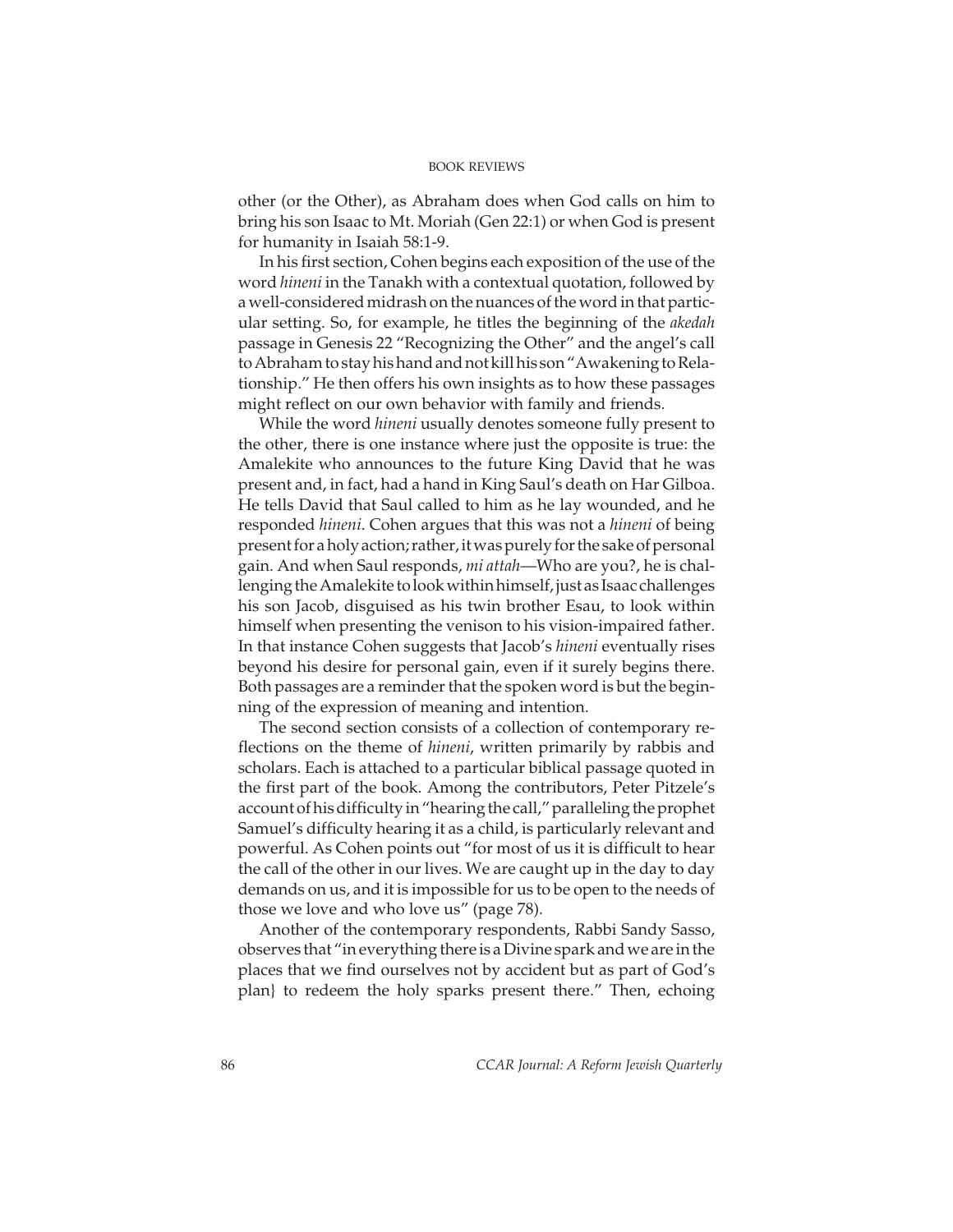other (or the Other), as Abraham does when God calls on him to bring his son Isaac to Mt. Moriah (Gen 22:1) or when God is present for humanity in Isaiah 58:1-9.

In his first section, Cohen begins each exposition of the use of the word *hineni* in the Tanakh with a contextual quotation, followed by a well-considered midrash on the nuances of the word in that particular setting. So, for example, he titles the beginning of the *akedah* passage in Genesis 22 "Recognizing the Other" and the angel's call to Abraham to stay his hand and not kill his son "Awakening to Relationship." He then offers his own insights as to how these passages might reflect on our own behavior with family and friends.

While the word *hineni* usually denotes someone fully present to the other, there is one instance where just the opposite is true: the Amalekite who announces to the future King David that he was present and, in fact, had a hand in King Saul's death on Har Gilboa. He tells David that Saul called to him as he lay wounded, and he responded *hineni*. Cohen argues that this was not a *hineni* of being present for a holy action; rather, it was purely for the sake of personal gain. And when Saul responds, *mi attah*—Who are you?, he is challenging the Amalekite to look within himself, just as Isaac challenges his son Jacob, disguised as his twin brother Esau, to look within himself when presenting the venison to his vision-impaired father. In that instance Cohen suggests that Jacob's *hineni* eventually rises beyond his desire for personal gain, even if it surely begins there. Both passages are a reminder that the spoken word is but the beginning of the expression of meaning and intention.

The second section consists of a collection of contemporary reflections on the theme of *hineni*, written primarily by rabbis and scholars. Each is attached to a particular biblical passage quoted in the first part of the book. Among the contributors, Peter Pitzele's account of his difficulty in "hearing the call," paralleling the prophet Samuel's difficulty hearing it as a child, is particularly relevant and powerful. As Cohen points out "for most of us it is difficult to hear the call of the other in our lives. We are caught up in the day to day demands on us, and it is impossible for us to be open to the needs of those we love and who love us" (page 78).

Another of the contemporary respondents, Rabbi Sandy Sasso, observes that "in everything there is a Divine spark and we are in the places that we find ourselves not by accident but as part of God's plan} to redeem the holy sparks present there." Then, echoing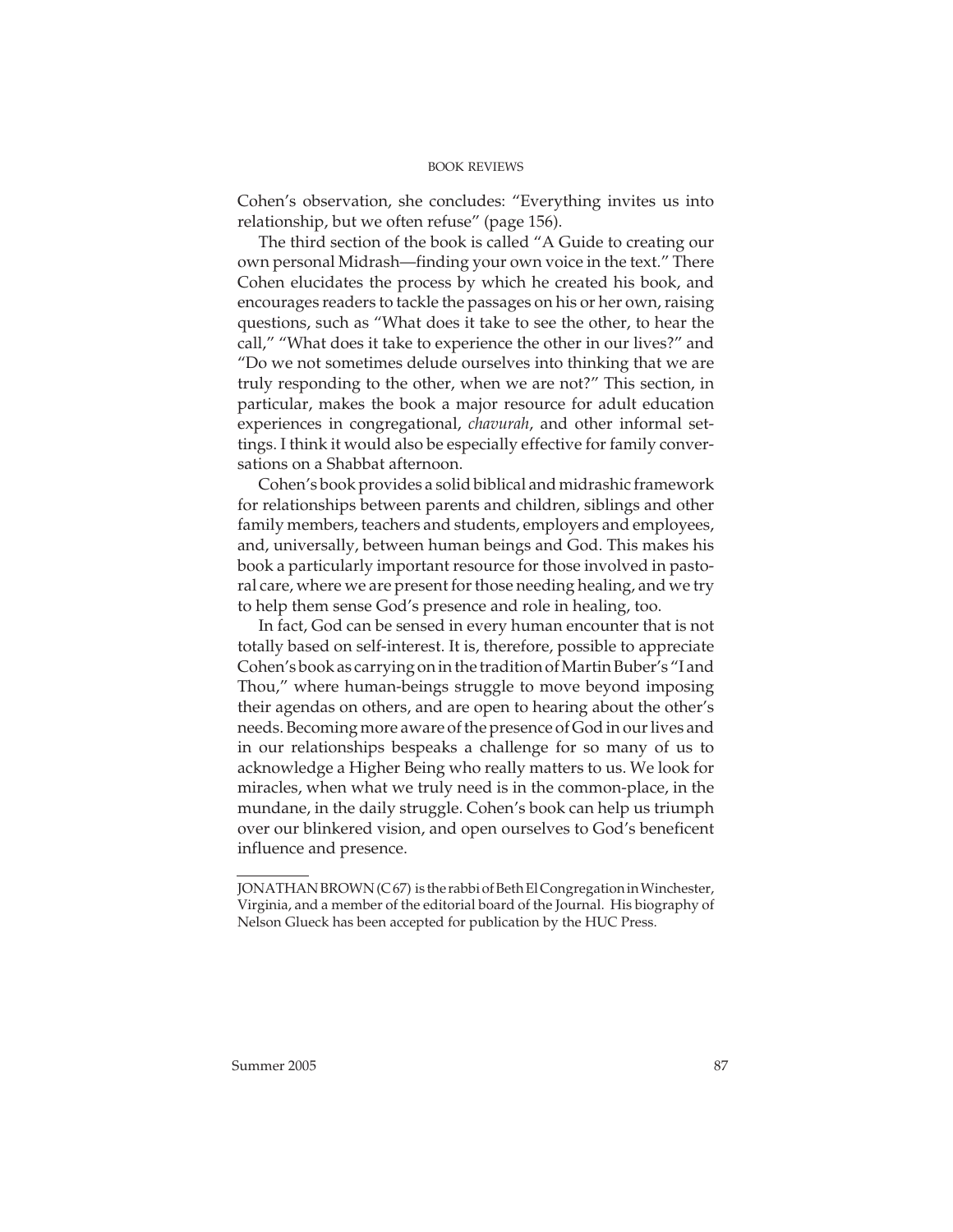Cohen's observation, she concludes: "Everything invites us into relationship, but we often refuse" (page 156).

The third section of the book is called "A Guide to creating our own personal Midrash—finding your own voice in the text." There Cohen elucidates the process by which he created his book, and encourages readers to tackle the passages on his or her own, raising questions, such as "What does it take to see the other, to hear the call," "What does it take to experience the other in our lives?" and "Do we not sometimes delude ourselves into thinking that we are truly responding to the other, when we are not?" This section, in particular, makes the book a major resource for adult education experiences in congregational, *chavurah*, and other informal settings. I think it would also be especially effective for family conversations on a Shabbat afternoon.

Cohen's book provides a solid biblical and midrashic framework for relationships between parents and children, siblings and other family members, teachers and students, employers and employees, and, universally, between human beings and God. This makes his book a particularly important resource for those involved in pastoral care, where we are present for those needing healing, and we try to help them sense God's presence and role in healing, too.

In fact, God can be sensed in every human encounter that is not totally based on self-interest. It is, therefore, possible to appreciate Cohen's book as carrying on in the tradition of Martin Buber's "I and Thou," where human-beings struggle to move beyond imposing their agendas on others, and are open to hearing about the other's needs. Becoming more aware of the presence of God in our lives and in our relationships bespeaks a challenge for so many of us to acknowledge a Higher Being who really matters to us. We look for miracles, when what we truly need is in the common-place, in the mundane, in the daily struggle. Cohen's book can help us triumph over our blinkered vision, and open ourselves to God's beneficent influence and presence.

---

JONATHAN BROWN (C 67) is the rabbi of Beth El Congregation in Winchester, Virginia, and a member of the editorial board of the Journal. His biography of Nelson Glueck has been accepted for publication by the HUC Press.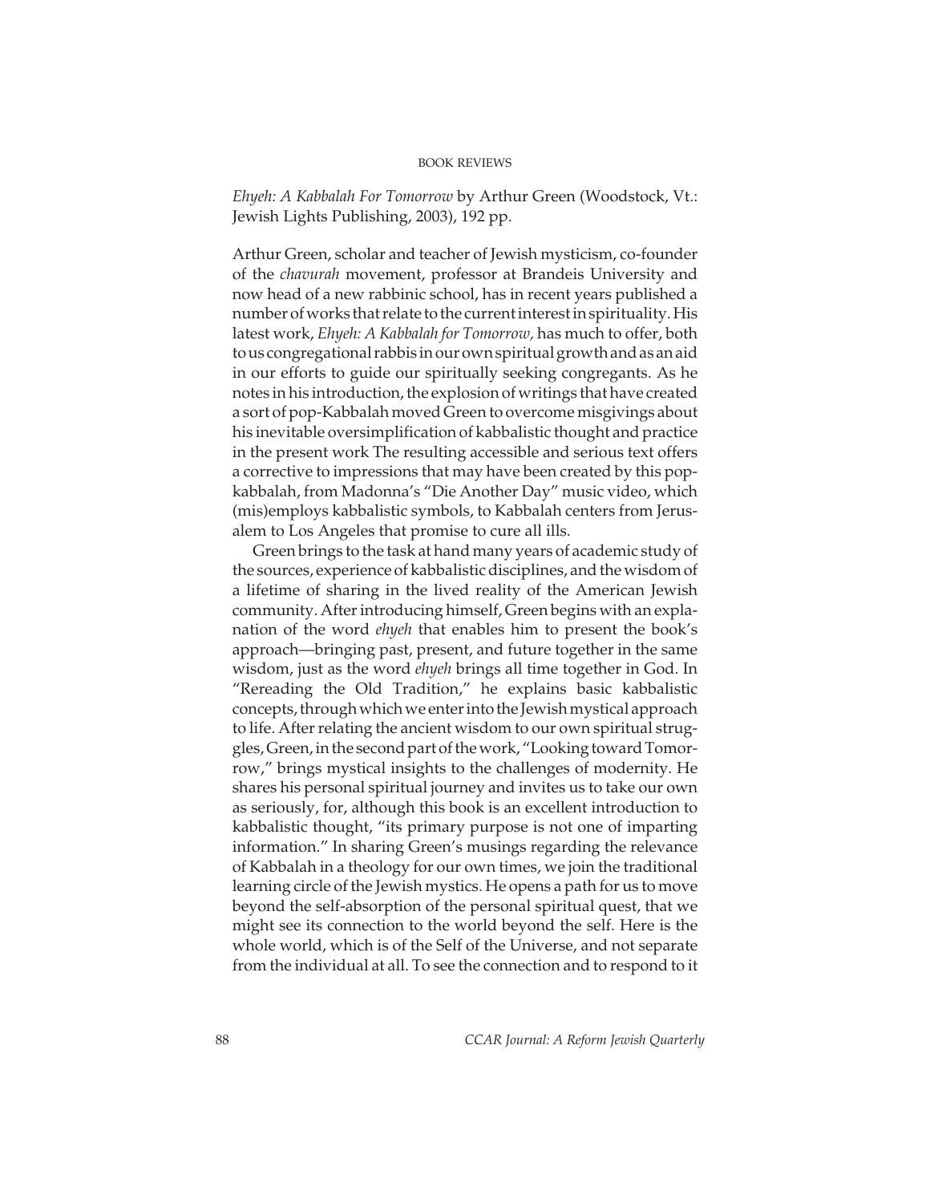*Ehyeh: A Kabbalah For Tomorrow* by Arthur Green (Woodstock, Vt.: Jewish Lights Publishing, 2003), 192 pp.

Arthur Green, scholar and teacher of Jewish mysticism, co-founder of the *chavurah* movement, professor at Brandeis University and now head of a new rabbinic school, has in recent years published a number of works that relate to the current interest in spirituality. His latest work, *Ehyeh: A Kabbalah for Tomorrow,* has much to offer, both to us congregational rabbis in our own spiritual growth and as an aid in our efforts to guide our spiritually seeking congregants. As he notes in his introduction, the explosion of writings that have created a sort of pop-Kabbalah moved Green to overcome misgivings about his inevitable oversimplification of kabbalistic thought and practice in the present work The resulting accessible and serious text offers a corrective to impressions that may have been created by this pop-kabbalah, from Madonna's "Die Another Day" music video, which (mis)employs kabbalistic symbols, to Kabbalah centers from Jerusalem to Los Angeles that promise to cure all ills.

Green brings to the task at hand many years of academic study of the sources, experience of kabbalistic disciplines, and the wisdom of a lifetime of sharing in the lived reality of the American Jewish community. After introducing himself, Green begins with an explanation of the word *ehyeh* that enables him to present the book's approach—bringing past, present, and future together in the same wisdom, just as the word *ehyeh* brings all time together in God. In "Rereading the Old Tradition," he explains basic kabbalistic concepts, through which we enter into the Jewish mystical approach to life. After relating the ancient wisdom to our own spiritual struggles, Green, in the second part of the work, "Looking toward Tomorrow," brings mystical insights to the challenges of modernity. He shares his personal spiritual journey and invites us to take our own as seriously, for, although this book is an excellent introduction to kabbalistic thought, "its primary purpose is not one of imparting information." In sharing Green's musings regarding the relevance of Kabbalah in a theology for our own times, we join the traditional learning circle of the Jewish mystics. He opens a path for us to move beyond the self-absorption of the personal spiritual quest, that we might see its connection to the world beyond the self. Here is the whole world, which is of the Self of the Universe, and not separate from the individual at all. To see the connection and to respond to it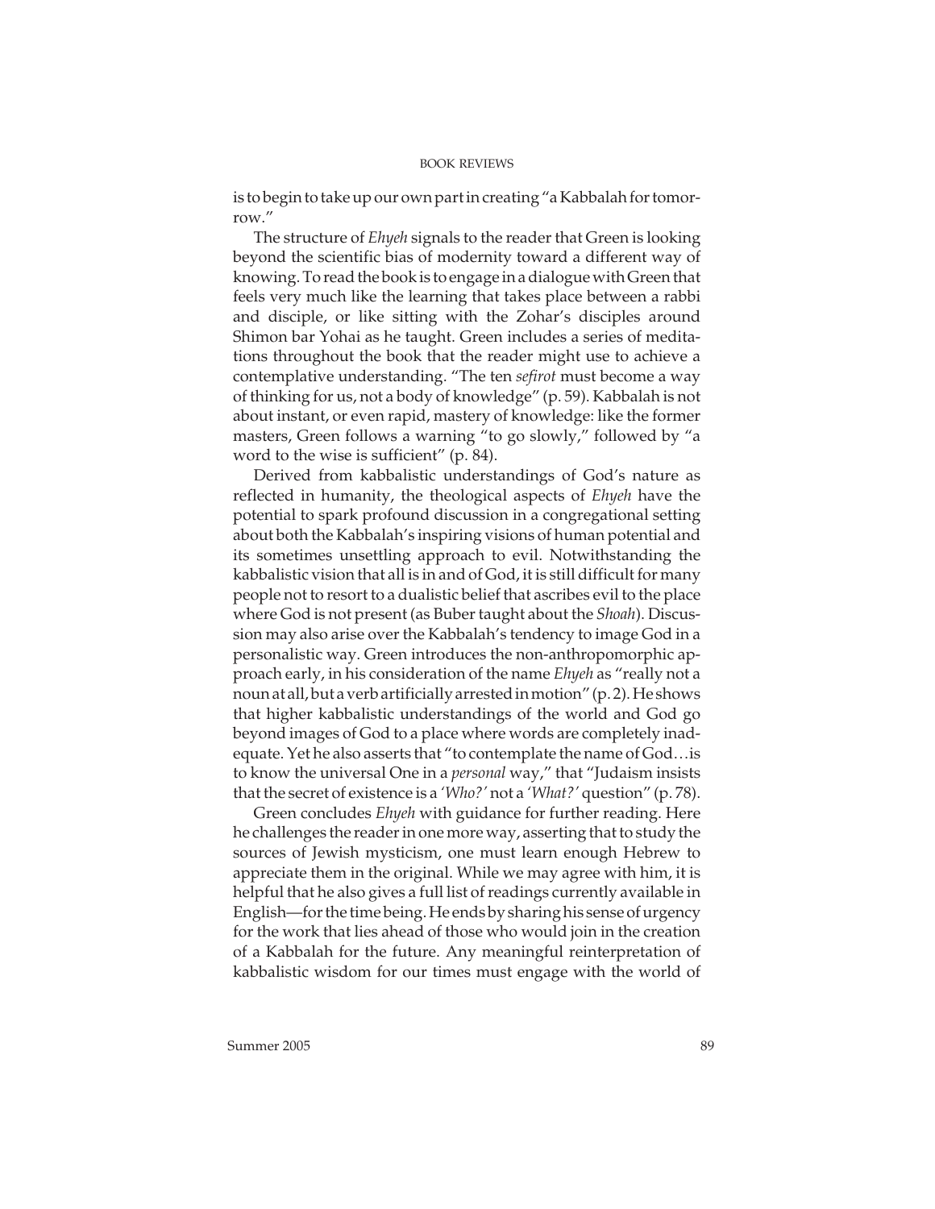is to begin to take up our own part in creating "a Kabbalah for tomorrow."

The structure of *Ehyeh* signals to the reader that Green is looking beyond the scientific bias of modernity toward a different way of knowing. To read the book is to engage in a dialogue with Green that feels very much like the learning that takes place between a rabbi and disciple, or like sitting with the Zohar's disciples around Shimon bar Yohai as he taught. Green includes a series of meditations throughout the book that the reader might use to achieve a contemplative understanding. "The ten *sefirot* must become a way of thinking for us, not a body of knowledge" (p. 59). Kabbalah is not about instant, or even rapid, mastery of knowledge: like the former masters, Green follows a warning "to go slowly," followed by "a word to the wise is sufficient" (p. 84).

Derived from kabbalistic understandings of God's nature as reflected in humanity, the theological aspects of *Ehyeh* have the potential to spark profound discussion in a congregational setting about both the Kabbalah's inspiring visions of human potential and its sometimes unsettling approach to evil. Notwithstanding the kabbalistic vision that all is in and of God, it is still difficult for many people not to resort to a dualistic belief that ascribes evil to the place where God is not present (as Buber taught about the *Shoah*). Discussion may also arise over the Kabbalah's tendency to image God in a personalistic way. Green introduces the non-anthropomorphic approach early, in his consideration of the name *Ehyeh* as "really not a noun at all, but a verb artificially arrested in motion" (p. 2). He shows that higher kabbalistic understandings of the world and God go beyond images of God to a place where words are completely inadequate. Yet he also asserts that "to contemplate the name of God…is to know the universal One in a *personal* way," that "Judaism insists that the secret of existence is a *'Who?'* not a *'What?'* question" (p. 78).

Green concludes *Ehyeh* with guidance for further reading. Here he challenges the reader in one more way, asserting that to study the sources of Jewish mysticism, one must learn enough Hebrew to appreciate them in the original. While we may agree with him, it is helpful that he also gives a full list of readings currently available in English—for the time being. He ends by sharing his sense of urgency for the work that lies ahead of those who would join in the creation of a Kabbalah for the future. Any meaningful reinterpretation of kabbalistic wisdom for our times must engage with the world of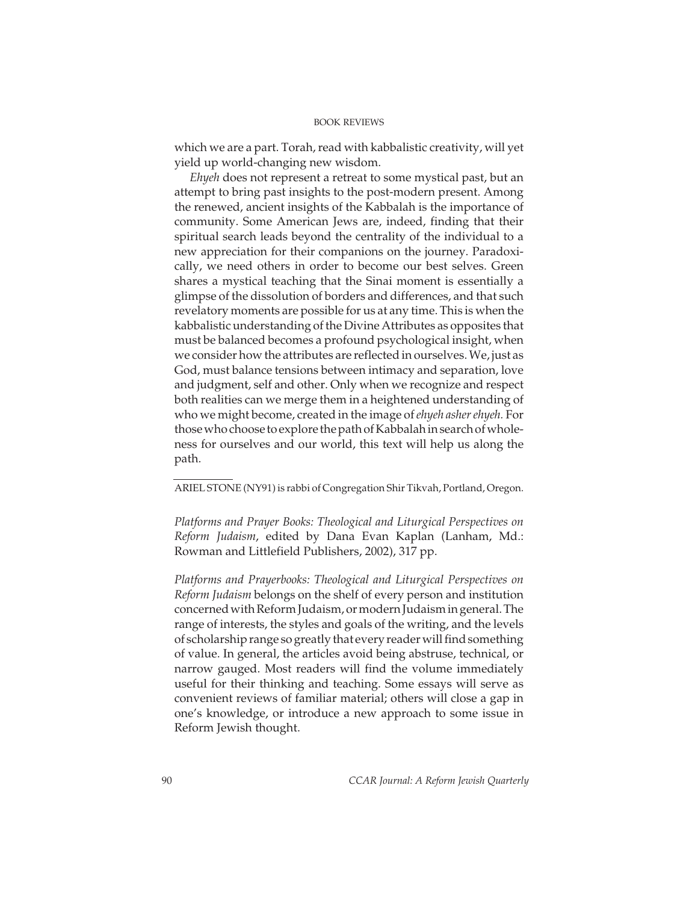which we are a part. Torah, read with kabbalistic creativity, will yet yield up world-changing new wisdom.

*Ehyeh* does not represent a retreat to some mystical past, but an attempt to bring past insights to the post-modern present. Among the renewed, ancient insights of the Kabbalah is the importance of community. Some American Jews are, indeed, finding that their spiritual search leads beyond the centrality of the individual to a new appreciation for their companions on the journey. Paradoxically, we need others in order to become our best selves. Green shares a mystical teaching that the Sinai moment is essentially a glimpse of the dissolution of borders and differences, and that such revelatory moments are possible for us at any time. This is when the kabbalistic understanding of the Divine Attributes as opposites that must be balanced becomes a profound psychological insight, when we consider how the attributes are reflected in ourselves. We, just as God, must balance tensions between intimacy and separation, love and judgment, self and other. Only when we recognize and respect both realities can we merge them in a heightened understanding of who we might become, created in the image of *ehyeh asher ehyeh.* For those who choose to explore the path of Kabbalah in search of wholeness for ourselves and our world, this text will help us along the path.

---

ARIEL STONE (NY91) is rabbi of Congregation Shir Tikvah, Portland, Oregon.

*Platforms and Prayer Books: Theological and Liturgical Perspectives on Reform Judaism*, edited by Dana Evan Kaplan (Lanham, Md.: Rowman and Littlefield Publishers, 2002), 317 pp.

*Platforms and Prayerbooks: Theological and Liturgical Perspectives on Reform Judaism* belongs on the shelf of every person and institution concerned with Reform Judaism, or modern Judaism in general. The range of interests, the styles and goals of the writing, and the levels of scholarship range so greatly that every reader will find something of value. In general, the articles avoid being abstruse, technical, or narrow gauged. Most readers will find the volume immediately useful for their thinking and teaching. Some essays will serve as convenient reviews of familiar material; others will close a gap in one's knowledge, or introduce a new approach to some issue in Reform Jewish thought.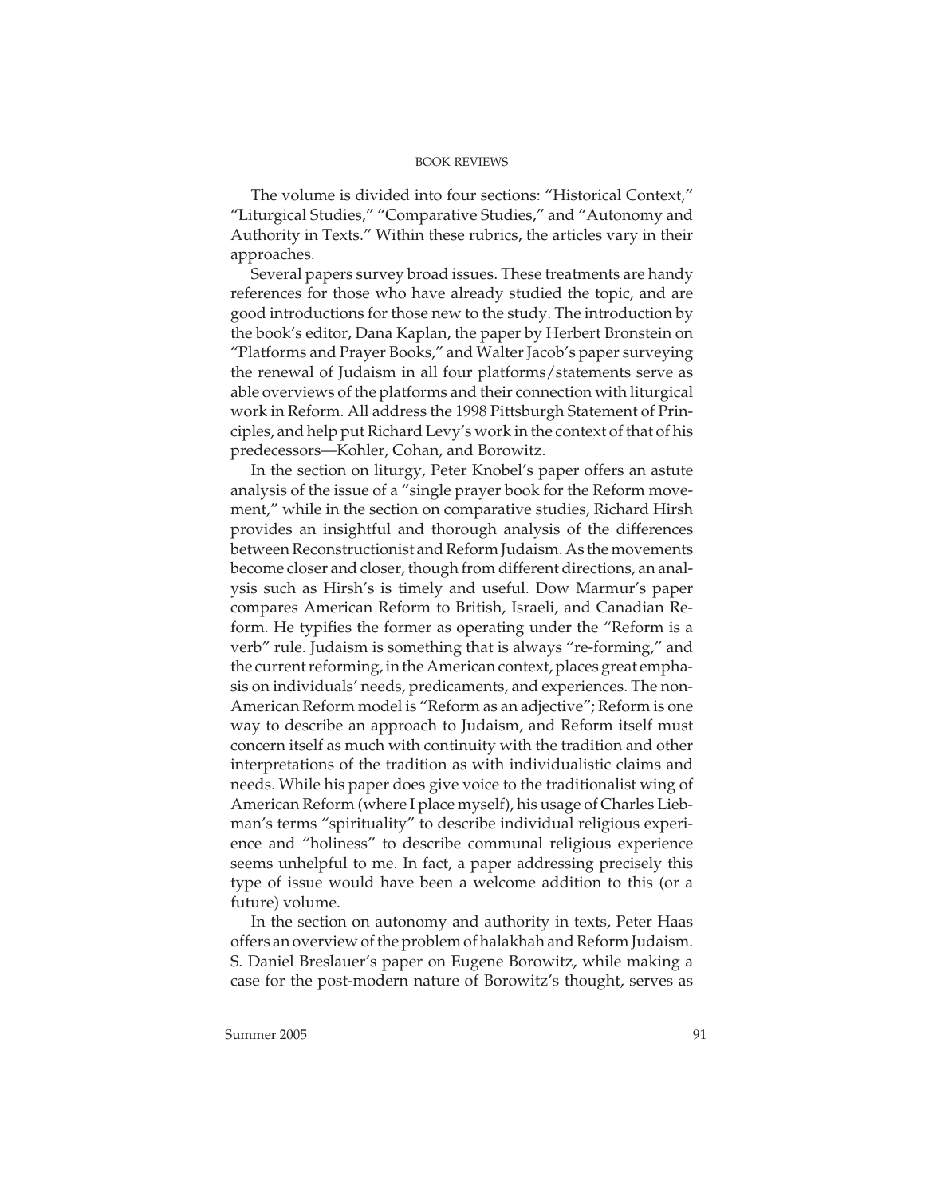The volume is divided into four sections: "Historical Context," "Liturgical Studies," "Comparative Studies," and "Autonomy and Authority in Texts." Within these rubrics, the articles vary in their approaches.

Several papers survey broad issues. These treatments are handy references for those who have already studied the topic, and are good introductions for those new to the study. The introduction by the book's editor, Dana Kaplan, the paper by Herbert Bronstein on "Platforms and Prayer Books," and Walter Jacob's paper surveying the renewal of Judaism in all four platforms/statements serve as able overviews of the platforms and their connection with liturgical work in Reform. All address the 1998 Pittsburgh Statement of Principles, and help put Richard Levy's work in the context of that of his predecessors—Kohler, Cohan, and Borowitz.

In the section on liturgy, Peter Knobel's paper offers an astute analysis of the issue of a "single prayer book for the Reform movement," while in the section on comparative studies, Richard Hirsh provides an insightful and thorough analysis of the differences between Reconstructionist and Reform Judaism. As the movements become closer and closer, though from different directions, an analysis such as Hirsh's is timely and useful. Dow Marmur's paper compares American Reform to British, Israeli, and Canadian Reform. He typifies the former as operating under the "Reform is a verb" rule. Judaism is something that is always "re-forming," and the current reforming, in the American context, places great emphasis on individuals' needs, predicaments, and experiences. The non-American Reform model is "Reform as an adjective"; Reform is one way to describe an approach to Judaism, and Reform itself must concern itself as much with continuity with the tradition and other interpretations of the tradition as with individualistic claims and needs. While his paper does give voice to the traditionalist wing of American Reform (where I place myself), his usage of Charles Liebman's terms "spirituality" to describe individual religious experience and "holiness" to describe communal religious experience seems unhelpful to me. In fact, a paper addressing precisely this type of issue would have been a welcome addition to this (or a future) volume.

In the section on autonomy and authority in texts, Peter Haas offers an overview of the problem of halakhah and Reform Judaism. S. Daniel Breslauer's paper on Eugene Borowitz, while making a case for the post-modern nature of Borowitz's thought, serves as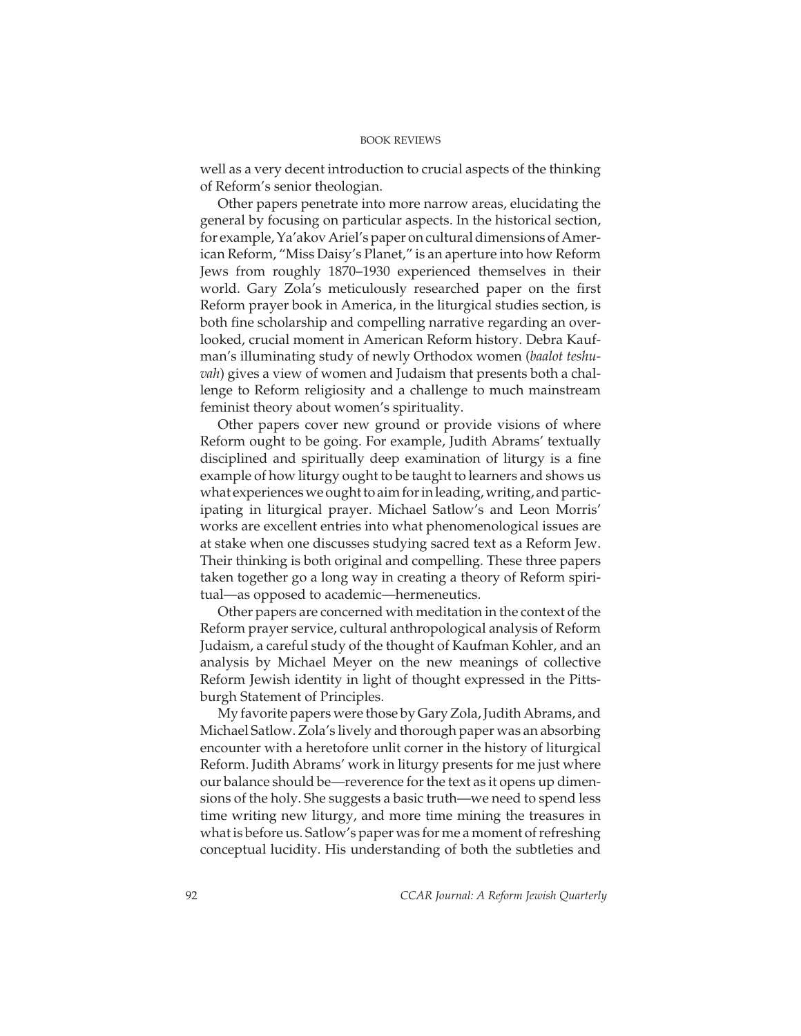well as a very decent introduction to crucial aspects of the thinking of Reform's senior theologian.

Other papers penetrate into more narrow areas, elucidating the general by focusing on particular aspects. In the historical section, for example, Ya'akov Ariel's paper on cultural dimensions of American Reform, "Miss Daisy's Planet," is an aperture into how Reform Jews from roughly 1870–1930 experienced themselves in their world. Gary Zola's meticulously researched paper on the first Reform prayer book in America, in the liturgical studies section, is both fine scholarship and compelling narrative regarding an overlooked, crucial moment in American Reform history. Debra Kaufman's illuminating study of newly Orthodox women (*baalot teshuvah*) gives a view of women and Judaism that presents both a challenge to Reform religiosity and a challenge to much mainstream feminist theory about women's spirituality.

Other papers cover new ground or provide visions of where Reform ought to be going. For example, Judith Abrams' textually disciplined and spiritually deep examination of liturgy is a fine example of how liturgy ought to be taught to learners and shows us what experiences we ought to aim for in leading, writing, and participating in liturgical prayer. Michael Satlow's and Leon Morris' works are excellent entries into what phenomenological issues are at stake when one discusses studying sacred text as a Reform Jew. Their thinking is both original and compelling. These three papers taken together go a long way in creating a theory of Reform spiritual—as opposed to academic—hermeneutics.

Other papers are concerned with meditation in the context of the Reform prayer service, cultural anthropological analysis of Reform Judaism, a careful study of the thought of Kaufman Kohler, and an analysis by Michael Meyer on the new meanings of collective Reform Jewish identity in light of thought expressed in the Pittsburgh Statement of Principles.

My favorite papers were those by Gary Zola, Judith Abrams, and Michael Satlow. Zola's lively and thorough paper was an absorbing encounter with a heretofore unlit corner in the history of liturgical Reform. Judith Abrams' work in liturgy presents for me just where our balance should be—reverence for the text as it opens up dimensions of the holy. She suggests a basic truth—we need to spend less time writing new liturgy, and more time mining the treasures in what is before us. Satlow's paper was for me a moment of refreshing conceptual lucidity. His understanding of both the subtleties and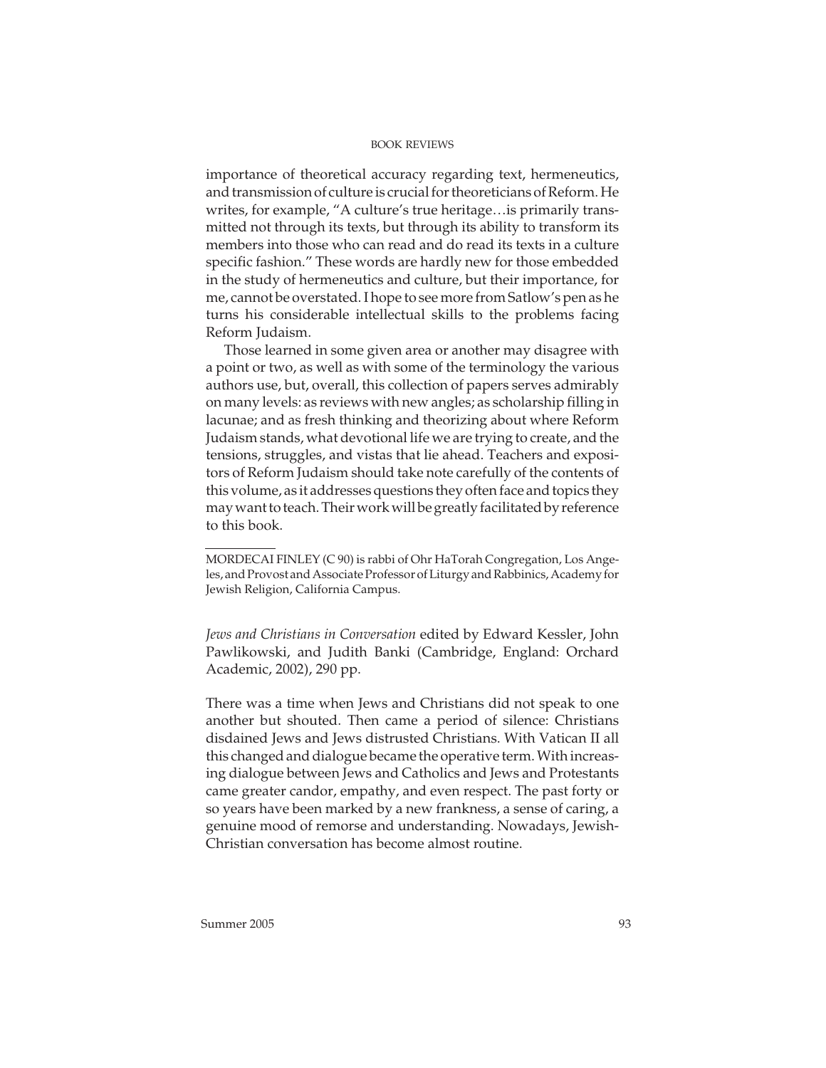importance of theoretical accuracy regarding text, hermeneutics, and transmission of culture is crucial for theoreticians of Reform. He writes, for example, "A culture's true heritage…is primarily transmitted not through its texts, but through its ability to transform its members into those who can read and do read its texts in a culture specific fashion." These words are hardly new for those embedded in the study of hermeneutics and culture, but their importance, for me, cannot be overstated. I hope to see more from Satlow's pen as he turns his considerable intellectual skills to the problems facing Reform Judaism.

Those learned in some given area or another may disagree with a point or two, as well as with some of the terminology the various authors use, but, overall, this collection of papers serves admirably on many levels: as reviews with new angles; as scholarship filling in lacunae; and as fresh thinking and theorizing about where Reform Judaism stands, what devotional life we are trying to create, and the tensions, struggles, and vistas that lie ahead. Teachers and expositors of Reform Judaism should take note carefully of the contents of this volume, as it addresses questions they often face and topics they may want to teach. Their work will be greatly facilitated by reference to this book.

---

MORDECAI FINLEY (C 90) is rabbi of Ohr HaTorah Congregation, Los Angeles, and Provost and Associate Professor of Liturgy and Rabbinics, Academy for Jewish Religion, California Campus.

*Jews and Christians in Conversation* edited by Edward Kessler, John Pawlikowski, and Judith Banki (Cambridge, England: Orchard Academic, 2002), 290 pp.

There was a time when Jews and Christians did not speak to one another but shouted. Then came a period of silence: Christians disdained Jews and Jews distrusted Christians. With Vatican II all this changed and dialogue became the operative term. With increasing dialogue between Jews and Catholics and Jews and Protestants came greater candor, empathy, and even respect. The past forty or so years have been marked by a new frankness, a sense of caring, a genuine mood of remorse and understanding. Nowadays, Jewish-Christian conversation has become almost routine.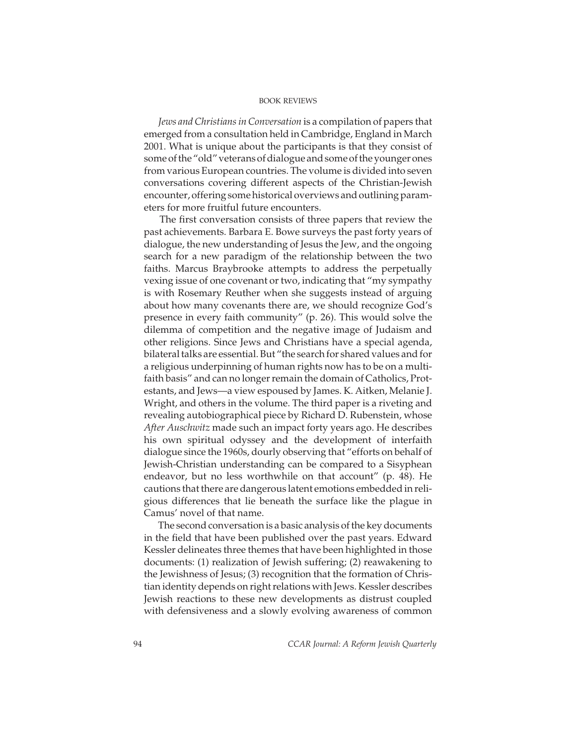*Jews and Christians in Conversation* is a compilation of papers that emerged from a consultation held in Cambridge, England in March 2001. What is unique about the participants is that they consist of some of the "old" veterans of dialogue and some of the younger ones from various European countries. The volume is divided into seven conversations covering different aspects of the Christian-Jewish encounter, offering some historical overviews and outlining parameters for more fruitful future encounters.

The first conversation consists of three papers that review the past achievements. Barbara E. Bowe surveys the past forty years of dialogue, the new understanding of Jesus the Jew, and the ongoing search for a new paradigm of the relationship between the two faiths. Marcus Braybrooke attempts to address the perpetually vexing issue of one covenant or two, indicating that "my sympathy is with Rosemary Reuther when she suggests instead of arguing about how many covenants there are, we should recognize God's presence in every faith community" (p. 26). This would solve the dilemma of competition and the negative image of Judaism and other religions. Since Jews and Christians have a special agenda, bilateral talks are essential. But "the search for shared values and for a religious underpinning of human rights now has to be on a multi-faith basis" and can no longer remain the domain of Catholics, Protestants, and Jews—a view espoused by James. K. Aitken, Melanie J. Wright, and others in the volume. The third paper is a riveting and revealing autobiographical piece by Richard D. Rubenstein, whose *After Auschwitz* made such an impact forty years ago. He describes his own spiritual odyssey and the development of interfaith dialogue since the 1960s, dourly observing that "efforts on behalf of Jewish-Christian understanding can be compared to a Sisyphean endeavor, but no less worthwhile on that account" (p. 48). He cautions that there are dangerous latent emotions embedded in religious differences that lie beneath the surface like the plague in Camus' novel of that name.

The second conversation is a basic analysis of the key documents in the field that have been published over the past years. Edward Kessler delineates three themes that have been highlighted in those documents: (1) realization of Jewish suffering; (2) reawakening to the Jewishness of Jesus; (3) recognition that the formation of Christian identity depends on right relations with Jews. Kessler describes Jewish reactions to these new developments as distrust coupled with defensiveness and a slowly evolving awareness of common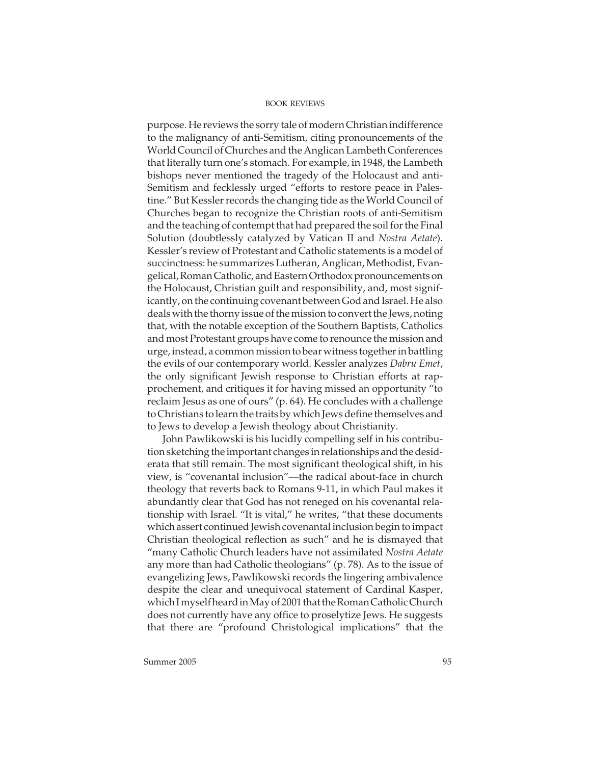purpose. He reviews the sorry tale of modern Christian indifference to the malignancy of anti-Semitism, citing pronouncements of the World Council of Churches and the Anglican Lambeth Conferences that literally turn one's stomach. For example, in 1948, the Lambeth bishops never mentioned the tragedy of the Holocaust and anti-Semitism and fecklessly urged "efforts to restore peace in Palestine." But Kessler records the changing tide as the World Council of Churches began to recognize the Christian roots of anti-Semitism and the teaching of contempt that had prepared the soil for the Final Solution (doubtlessly catalyzed by Vatican II and *Nostra Aetate*). Kessler's review of Protestant and Catholic statements is a model of succinctness: he summarizes Lutheran, Anglican, Methodist, Evangelical, Roman Catholic, and Eastern Orthodox pronouncements on the Holocaust, Christian guilt and responsibility, and, most significantly, on the continuing covenant between God and Israel. He also deals with the thorny issue of the mission to convert the Jews, noting that, with the notable exception of the Southern Baptists, Catholics and most Protestant groups have come to renounce the mission and urge, instead, a common mission to bear witness together in battling the evils of our contemporary world. Kessler analyzes *Dabru Emet*, the only significant Jewish response to Christian efforts at rapprochement, and critiques it for having missed an opportunity "to reclaim Jesus as one of ours" (p. 64). He concludes with a challenge to Christians to learn the traits by which Jews define themselves and to Jews to develop a Jewish theology about Christianity.

John Pawlikowski is his lucidly compelling self in his contribution sketching the important changes in relationships and the desiderata that still remain. The most significant theological shift, in his view, is "covenantal inclusion"—the radical about-face in church theology that reverts back to Romans 9-11, in which Paul makes it abundantly clear that God has not reneged on his covenantal relationship with Israel. "It is vital," he writes, "that these documents which assert continued Jewish covenantal inclusion begin to impact Christian theological reflection as such" and he is dismayed that "many Catholic Church leaders have not assimilated *Nostra Aetate* any more than had Catholic theologians" (p. 78). As to the issue of evangelizing Jews, Pawlikowski records the lingering ambivalence despite the clear and unequivocal statement of Cardinal Kasper, which I myself heard in May of 2001 that the Roman Catholic Church does not currently have any office to proselytize Jews. He suggests that there are "profound Christological implications" that the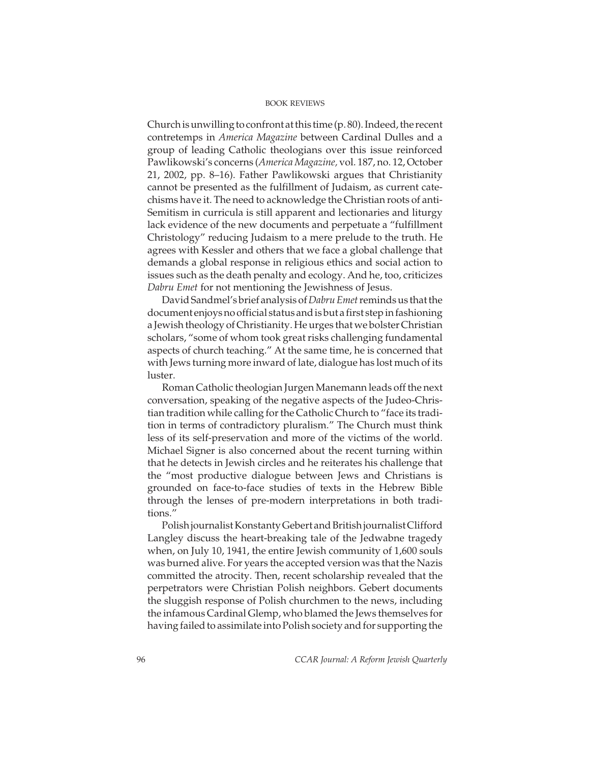Church is unwilling to confront at this time (p. 80). Indeed, the recent contretemps in *America Magazine* between Cardinal Dulles and a group of leading Catholic theologians over this issue reinforced Pawlikowski's concerns (*America Magazine*, vol. 187, no. 12, October 21, 2002, pp. 8–16). Father Pawlikowski argues that Christianity cannot be presented as the fulfillment of Judaism, as current catechisms have it. The need to acknowledge the Christian roots of anti-Semitism in curricula is still apparent and lectionaries and liturgy lack evidence of the new documents and perpetuate a "fulfillment Christology" reducing Judaism to a mere prelude to the truth. He agrees with Kessler and others that we face a global challenge that demands a global response in religious ethics and social action to issues such as the death penalty and ecology. And he, too, criticizes *Dabru Emet* for not mentioning the Jewishness of Jesus.

David Sandmel's brief analysis of *Dabru Emet* reminds us that the document enjoys no official status and is but a first step in fashioning a Jewish theology of Christianity. He urges that we bolster Christian scholars, "some of whom took great risks challenging fundamental aspects of church teaching." At the same time, he is concerned that with Jews turning more inward of late, dialogue has lost much of its luster.

Roman Catholic theologian Jurgen Manemann leads off the next conversation, speaking of the negative aspects of the Judeo-Christian tradition while calling for the Catholic Church to "face its tradition in terms of contradictory pluralism." The Church must think less of its self-preservation and more of the victims of the world. Michael Signer is also concerned about the recent turning within that he detects in Jewish circles and he reiterates his challenge that the "most productive dialogue between Jews and Christians is grounded on face-to-face studies of texts in the Hebrew Bible through the lenses of pre-modern interpretations in both traditions."

Polish journalist Konstanty Gebert and British journalist Clifford Langley discuss the heart-breaking tale of the Jedwabne tragedy when, on July 10, 1941, the entire Jewish community of 1,600 souls was burned alive. For years the accepted version was that the Nazis committed the atrocity. Then, recent scholarship revealed that the perpetrators were Christian Polish neighbors. Gebert documents the sluggish response of Polish churchmen to the news, including the infamous Cardinal Glemp, who blamed the Jews themselves for having failed to assimilate into Polish society and for supporting the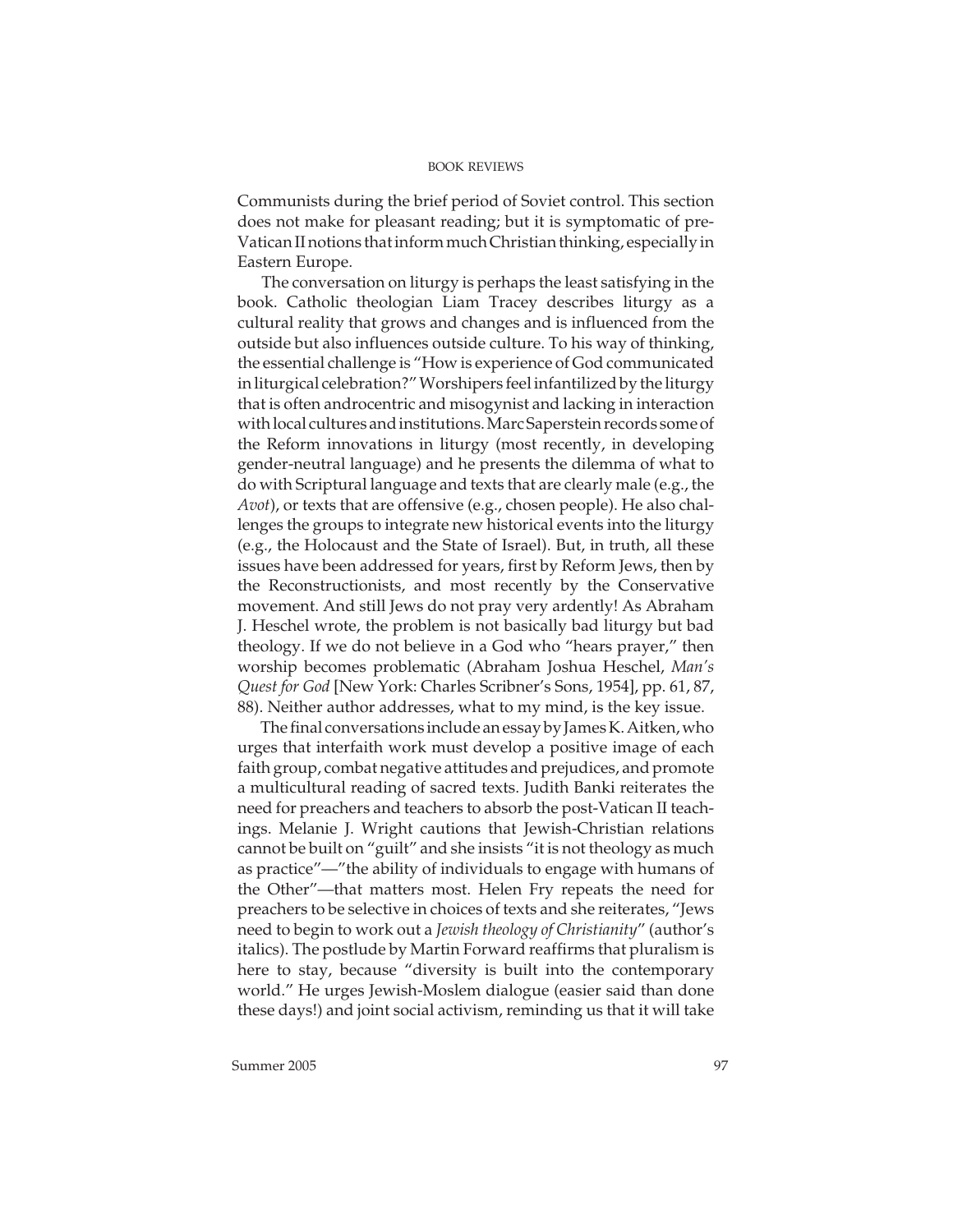Communists during the brief period of Soviet control. This section does not make for pleasant reading; but it is symptomatic of pre-Vatican II notions that inform much Christian thinking, especially in Eastern Europe.

The conversation on liturgy is perhaps the least satisfying in the book. Catholic theologian Liam Tracey describes liturgy as a cultural reality that grows and changes and is influenced from the outside but also influences outside culture. To his way of thinking, the essential challenge is "How is experience of God communicated in liturgical celebration?" Worshipers feel infantilized by the liturgy that is often androcentric and misogynist and lacking in interaction with local cultures and institutions. Marc Saperstein records some of the Reform innovations in liturgy (most recently, in developing gender-neutral language) and he presents the dilemma of what to do with Scriptural language and texts that are clearly male (e.g., the *Avot*), or texts that are offensive (e.g., chosen people). He also challenges the groups to integrate new historical events into the liturgy (e.g., the Holocaust and the State of Israel). But, in truth, all these issues have been addressed for years, first by Reform Jews, then by the Reconstructionists, and most recently by the Conservative movement. And still Jews do not pray very ardently! As Abraham J. Heschel wrote, the problem is not basically bad liturgy but bad theology. If we do not believe in a God who "hears prayer," then worship becomes problematic (Abraham Joshua Heschel, *Man's Quest for God* [New York: Charles Scribner's Sons, 1954], pp. 61, 87, 88). Neither author addresses, what to my mind, is the key issue.

The final conversations include an essay by James K. Aitken, who urges that interfaith work must develop a positive image of each faith group, combat negative attitudes and prejudices, and promote a multicultural reading of sacred texts. Judith Banki reiterates the need for preachers and teachers to absorb the post-Vatican II teachings. Melanie J. Wright cautions that Jewish-Christian relations cannot be built on "guilt" and she insists "it is not theology as much as practice"—"the ability of individuals to engage with humans of the Other"—that matters most. Helen Fry repeats the need for preachers to be selective in choices of texts and she reiterates, "Jews need to begin to work out a *Jewish theology of Christianity*" (author's italics). The postlude by Martin Forward reaffirms that pluralism is here to stay, because "diversity is built into the contemporary world." He urges Jewish-Moslem dialogue (easier said than done these days!) and joint social activism, reminding us that it will take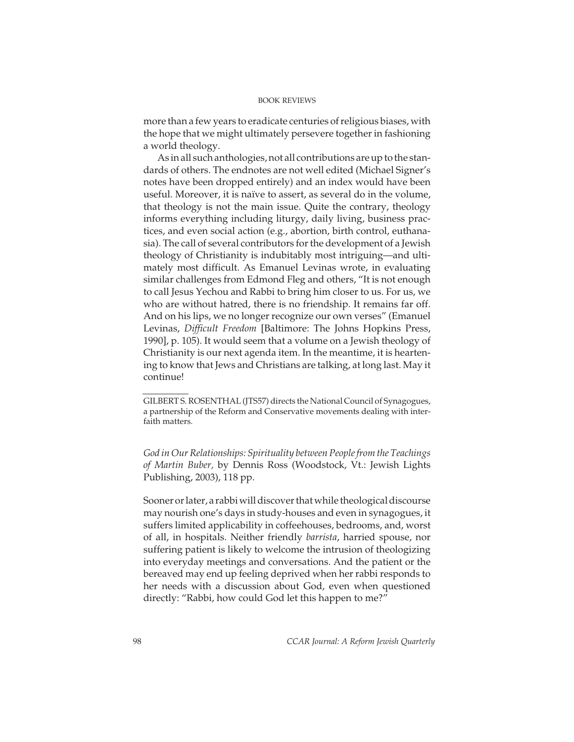more than a few years to eradicate centuries of religious biases, with the hope that we might ultimately persevere together in fashioning a world theology.

As in all such anthologies, not all contributions are up to the standards of others. The endnotes are not well edited (Michael Signer's notes have been dropped entirely) and an index would have been useful. Moreover, it is naïve to assert, as several do in the volume, that theology is not the main issue. Quite the contrary, theology informs everything including liturgy, daily living, business practices, and even social action (e.g., abortion, birth control, euthanasia). The call of several contributors for the development of a Jewish theology of Christianity is indubitably most intriguing—and ultimately most difficult. As Emanuel Levinas wrote, in evaluating similar challenges from Edmond Fleg and others, "It is not enough to call Jesus Yechou and Rabbi to bring him closer to us. For us, we who are without hatred, there is no friendship. It remains far off. And on his lips, we no longer recognize our own verses" (Emanuel Levinas, *Difficult Freedom* [Baltimore: The Johns Hopkins Press, 1990], p. 105). It would seem that a volume on a Jewish theology of Christianity is our next agenda item. In the meantime, it is heartening to know that Jews and Christians are talking, at long last. May it continue!

---

GILBERT S. ROSENTHAL (JTS57) directs the National Council of Synagogues, a partnership of the Reform and Conservative movements dealing with interfaith matters.

*God in Our Relationships: Spirituality between People from the Teachings of Martin Buber,* by Dennis Ross (Woodstock, Vt.: Jewish Lights Publishing, 2003), 118 pp.

Sooner or later, a rabbi will discover that while theological discourse may nourish one's days in study-houses and even in synagogues, it suffers limited applicability in coffeehouses, bedrooms, and, worst of all, in hospitals. Neither friendly *barrista*, harried spouse, nor suffering patient is likely to welcome the intrusion of theologizing into everyday meetings and conversations. And the patient or the bereaved may end up feeling deprived when her rabbi responds to her needs with a discussion about God, even when questioned directly: "Rabbi, how could God let this happen to me?"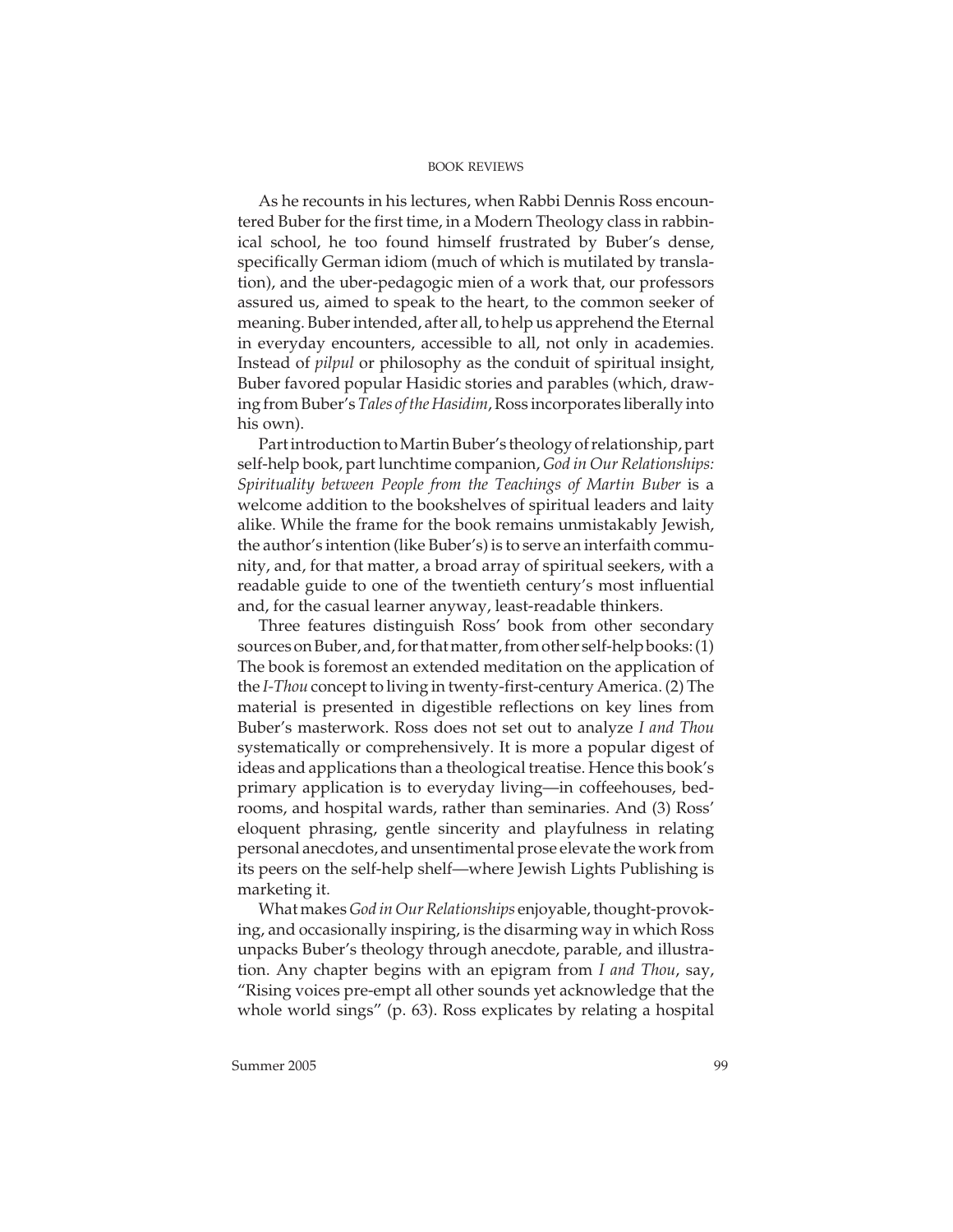As he recounts in his lectures, when Rabbi Dennis Ross encountered Buber for the first time, in a Modern Theology class in rabbinical school, he too found himself frustrated by Buber's dense, specifically German idiom (much of which is mutilated by translation), and the uber-pedagogic mien of a work that, our professors assured us, aimed to speak to the heart, to the common seeker of meaning. Buber intended, after all, to help us apprehend the Eternal in everyday encounters, accessible to all, not only in academies. Instead of *pilpul* or philosophy as the conduit of spiritual insight, Buber favored popular Hasidic stories and parables (which, drawing from Buber's *Tales of the Hasidim*, Ross incorporates liberally into his own).

Part introduction to Martin Buber's theology of relationship, part self-help book, part lunchtime companion, *God in Our Relationships: Spirituality between People from the Teachings of Martin Buber* is a welcome addition to the bookshelves of spiritual leaders and laity alike. While the frame for the book remains unmistakably Jewish, the author's intention (like Buber's) is to serve an interfaith community, and, for that matter, a broad array of spiritual seekers, with a readable guide to one of the twentieth century's most influential and, for the casual learner anyway, least-readable thinkers.

Three features distinguish Ross' book from other secondary sources on Buber, and, for that matter, from other self-help books: (1) The book is foremost an extended meditation on the application of the *I-Thou* concept to living in twenty-first-century America. (2) The material is presented in digestible reflections on key lines from Buber's masterwork. Ross does not set out to analyze *I and Thou* systematically or comprehensively. It is more a popular digest of ideas and applications than a theological treatise. Hence this book's primary application is to everyday living—in coffeehouses, bedrooms, and hospital wards, rather than seminaries. And (3) Ross' eloquent phrasing, gentle sincerity and playfulness in relating personal anecdotes, and unsentimental prose elevate the work from its peers on the self-help shelf—where Jewish Lights Publishing is marketing it.

What makes *God in Our Relationships* enjoyable, thought-provoking, and occasionally inspiring, is the disarming way in which Ross unpacks Buber's theology through anecdote, parable, and illustration. Any chapter begins with an epigram from *I and Thou*, say, "Rising voices pre-empt all other sounds yet acknowledge that the whole world sings" (p. 63). Ross explicates by relating a hospital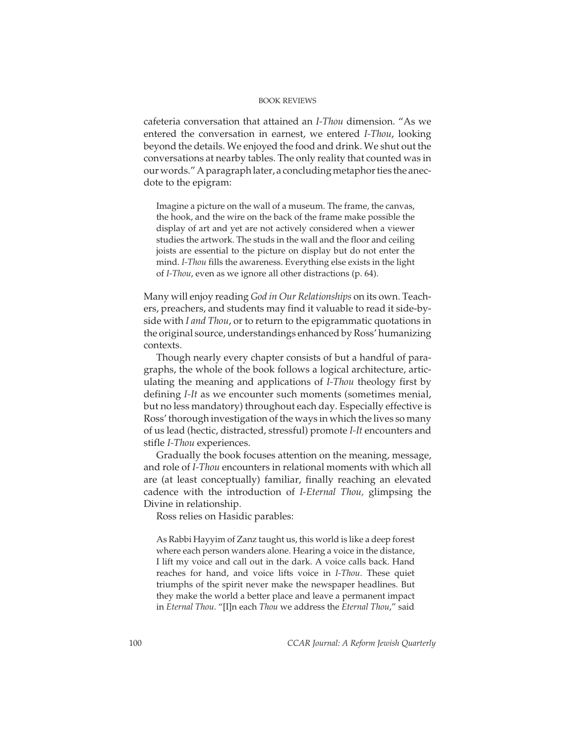cafeteria conversation that attained an *I-Thou* dimension. "As we entered the conversation in earnest, we entered *I-Thou*, looking beyond the details. We enjoyed the food and drink. We shut out the conversations at nearby tables. The only reality that counted was in our words." A paragraph later, a concluding metaphor ties the anecdote to the epigram:

> Imagine a picture on the wall of a museum. The frame, the canvas, the hook, and the wire on the back of the frame make possible the display of art and yet are not actively considered when a viewer studies the artwork. The studs in the wall and the floor and ceiling joists are essential to the picture on display but do not enter the mind. *I-Thou* fills the awareness. Everything else exists in the light of *I-Thou*, even as we ignore all other distractions (p. 64).

Many will enjoy reading *God in Our Relationships* on its own. Teachers, preachers, and students may find it valuable to read it side-by-side with *I and Thou*, or to return to the epigrammatic quotations in the original source, understandings enhanced by Ross' humanizing contexts.

Though nearly every chapter consists of but a handful of paragraphs, the whole of the book follows a logical architecture, articulating the meaning and applications of *I-Thou* theology first by defining *I-It* as we encounter such moments (sometimes menial, but no less mandatory) throughout each day. Especially effective is Ross' thorough investigation of the ways in which the lives so many of us lead (hectic, distracted, stressful) promote *I-It* encounters and stifle *I-Thou* experiences.

Gradually the book focuses attention on the meaning, message, and role of *I-Thou* encounters in relational moments with which all are (at least conceptually) familiar, finally reaching an elevated cadence with the introduction of *I-Eternal Thou*, glimpsing the Divine in relationship.

Ross relies on Hasidic parables:

> As Rabbi Hayyim of Zanz taught us, this world is like a deep forest where each person wanders alone. Hearing a voice in the distance, I lift my voice and call out in the dark. A voice calls back. Hand reaches for hand, and voice lifts voice in *I-Thou*. These quiet triumphs of the spirit never make the newspaper headlines. But they make the world a better place and leave a permanent impact in *Eternal Thou*. "[I]n each *Thou* we address the *Eternal Thou*," said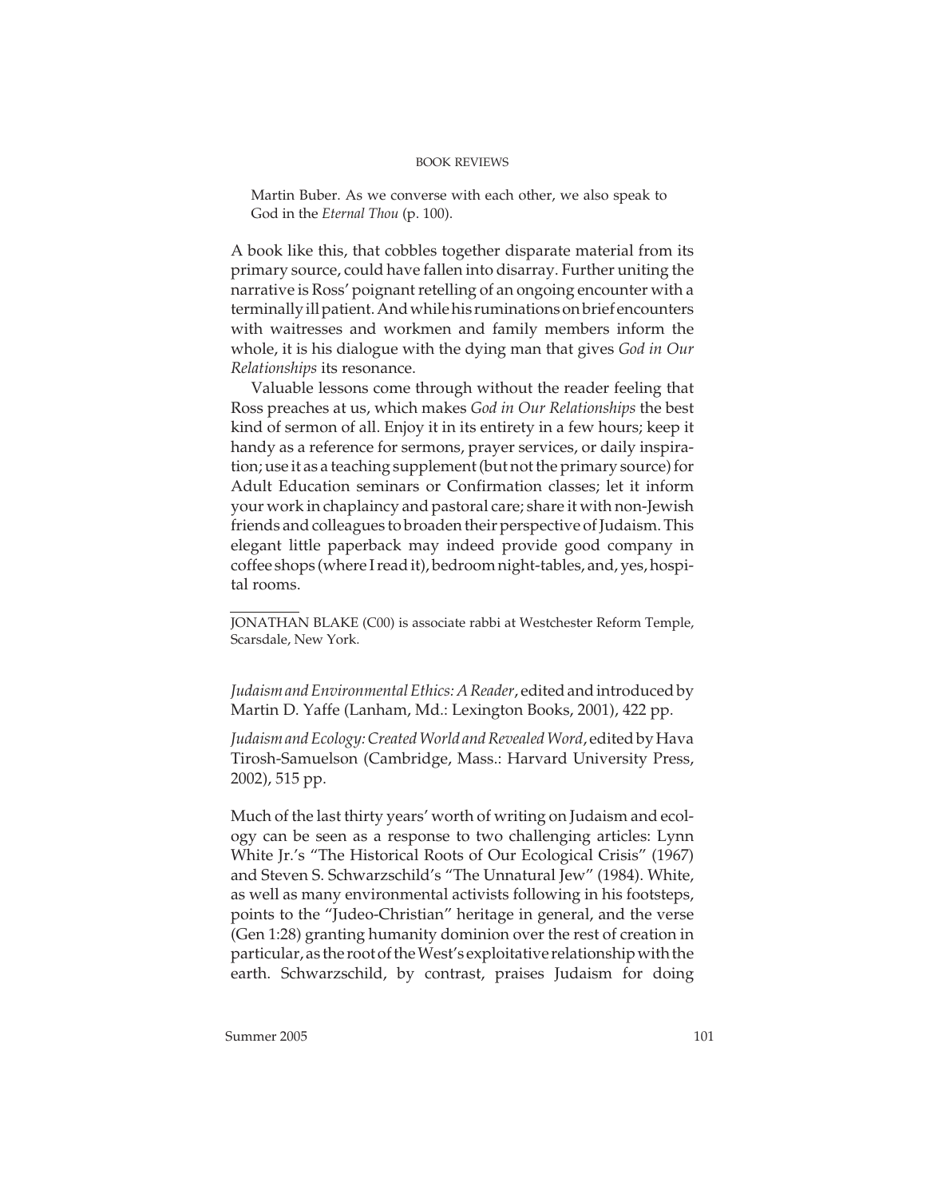Martin Buber. As we converse with each other, we also speak to God in the *Eternal Thou* (p. 100).

A book like this, that cobbles together disparate material from its primary source, could have fallen into disarray. Further uniting the narrative is Ross' poignant retelling of an ongoing encounter with a terminally ill patient. And while his ruminations on brief encounters with waitresses and workmen and family members inform the whole, it is his dialogue with the dying man that gives *God in Our Relationships* its resonance.

Valuable lessons come through without the reader feeling that Ross preaches at us, which makes *God in Our Relationships* the best kind of sermon of all. Enjoy it in its entirety in a few hours; keep it handy as a reference for sermons, prayer services, or daily inspiration; use it as a teaching supplement (but not the primary source) for Adult Education seminars or Confirmation classes; let it inform your work in chaplaincy and pastoral care; share it with non-Jewish friends and colleagues to broaden their perspective of Judaism. This elegant little paperback may indeed provide good company in coffee shops (where I read it), bedroom night-tables, and, yes, hospital rooms.

---

JONATHAN BLAKE (C00) is associate rabbi at Westchester Reform Temple, Scarsdale, New York.

*Judaism and Environmental Ethics: A Reader*, edited and introduced by Martin D. Yaffe (Lanham, Md.: Lexington Books, 2001), 422 pp.

*Judaism and Ecology: Created World and Revealed Word*, edited by Hava Tirosh-Samuelson (Cambridge, Mass.: Harvard University Press, 2002), 515 pp.

Much of the last thirty years' worth of writing on Judaism and ecology can be seen as a response to two challenging articles: Lynn White Jr.'s "The Historical Roots of Our Ecological Crisis" (1967) and Steven S. Schwarzschild's "The Unnatural Jew" (1984). White, as well as many environmental activists following in his footsteps, points to the "Judeo-Christian" heritage in general, and the verse (Gen 1:28) granting humanity dominion over the rest of creation in particular, as the root of the West's exploitative relationship with the earth. Schwarzschild, by contrast, praises Judaism for doing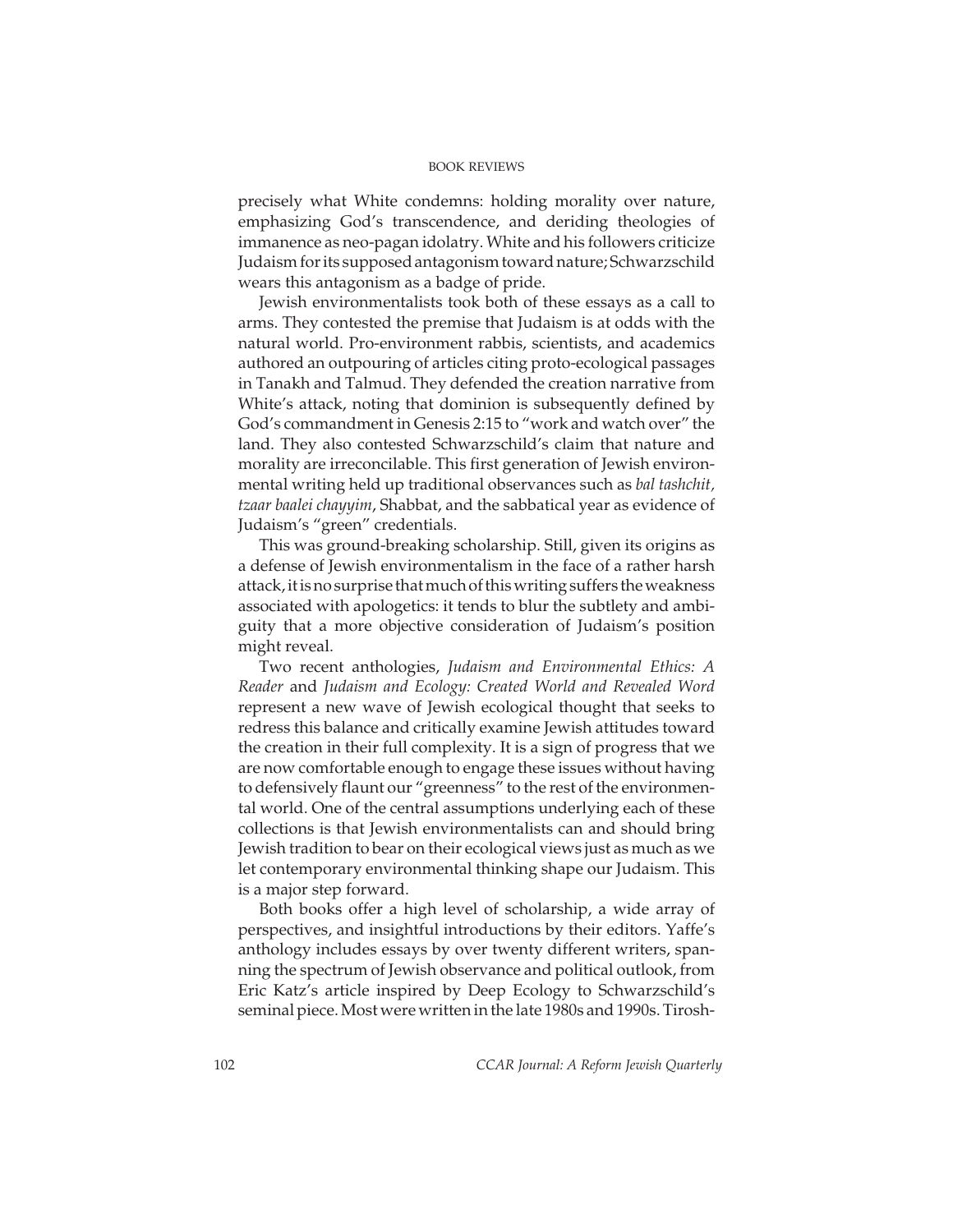precisely what White condemns: holding morality over nature, emphasizing God's transcendence, and deriding theologies of immanence as neo-pagan idolatry. White and his followers criticize Judaism for its supposed antagonism toward nature; Schwarzschild wears this antagonism as a badge of pride.

Jewish environmentalists took both of these essays as a call to arms. They contested the premise that Judaism is at odds with the natural world. Pro-environment rabbis, scientists, and academics authored an outpouring of articles citing proto-ecological passages in Tanakh and Talmud. They defended the creation narrative from White's attack, noting that dominion is subsequently defined by God's commandment in Genesis 2:15 to "work and watch over" the land. They also contested Schwarzschild's claim that nature and morality are irreconcilable. This first generation of Jewish environmental writing held up traditional observances such as *bal tashchit, tzaar baalei chayyim*, Shabbat, and the sabbatical year as evidence of Judaism's "green" credentials.

This was ground-breaking scholarship. Still, given its origins as a defense of Jewish environmentalism in the face of a rather harsh attack, it is no surprise that much of this writing suffers the weakness associated with apologetics: it tends to blur the subtlety and ambiguity that a more objective consideration of Judaism's position might reveal.

Two recent anthologies, *Judaism and Environmental Ethics: A Reader* and *Judaism and Ecology: Created World and Revealed Word* represent a new wave of Jewish ecological thought that seeks to redress this balance and critically examine Jewish attitudes toward the creation in their full complexity. It is a sign of progress that we are now comfortable enough to engage these issues without having to defensively flaunt our "greenness" to the rest of the environmental world. One of the central assumptions underlying each of these collections is that Jewish environmentalists can and should bring Jewish tradition to bear on their ecological views just as much as we let contemporary environmental thinking shape our Judaism. This is a major step forward.

Both books offer a high level of scholarship, a wide array of perspectives, and insightful introductions by their editors. Yaffe's anthology includes essays by over twenty different writers, spanning the spectrum of Jewish observance and political outlook, from Eric Katz's article inspired by Deep Ecology to Schwarzschild's seminal piece. Most were written in the late 1980s and 1990s. Tirosh-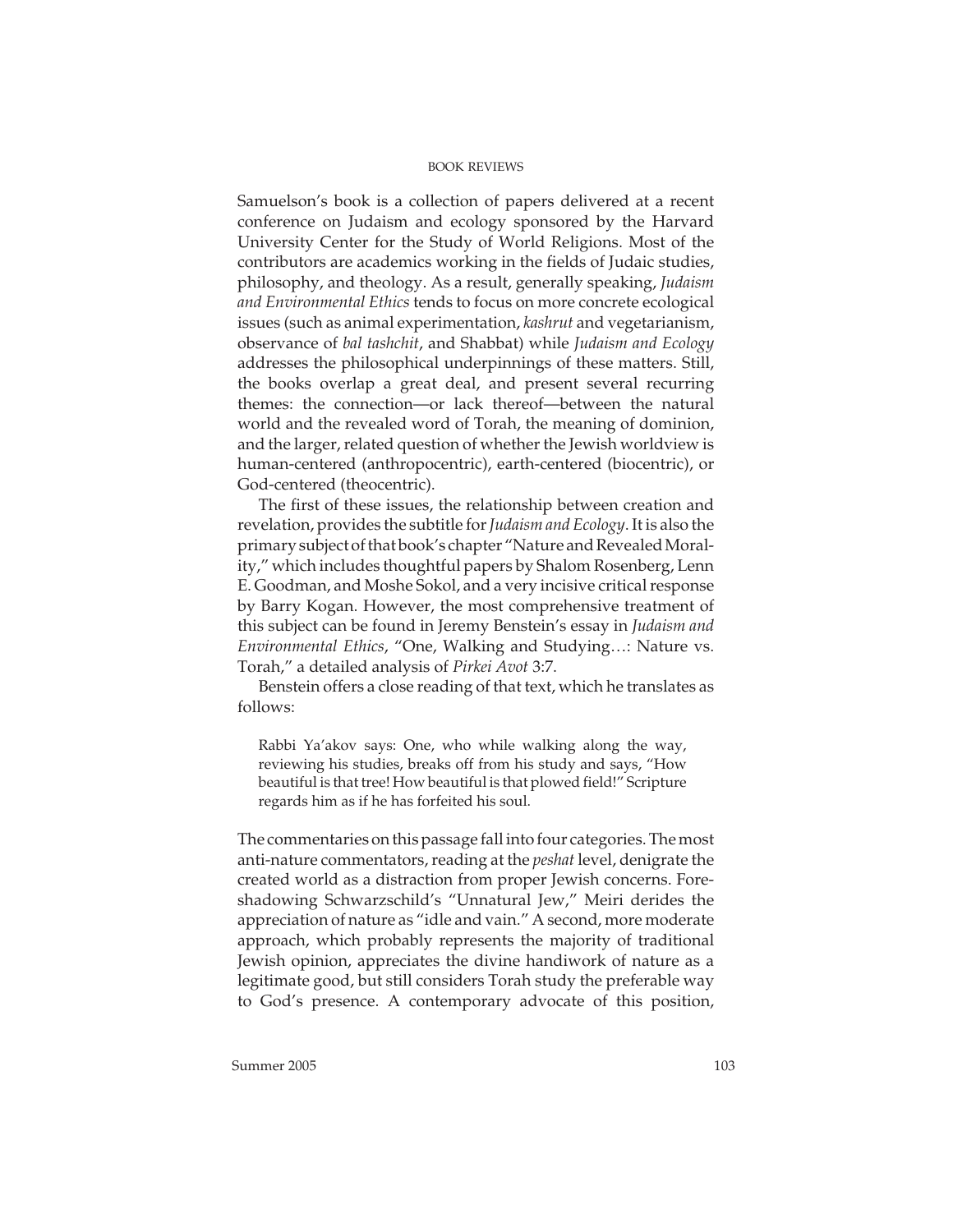Samuelson's book is a collection of papers delivered at a recent conference on Judaism and ecology sponsored by the Harvard University Center for the Study of World Religions. Most of the contributors are academics working in the fields of Judaic studies, philosophy, and theology. As a result, generally speaking, *Judaism and Environmental Ethics* tends to focus on more concrete ecological issues (such as animal experimentation, *kashrut* and vegetarianism, observance of *bal tashchit*, and Shabbat) while *Judaism and Ecology* addresses the philosophical underpinnings of these matters. Still, the books overlap a great deal, and present several recurring themes: the connection—or lack thereof—between the natural world and the revealed word of Torah, the meaning of dominion, and the larger, related question of whether the Jewish worldview is human-centered (anthropocentric), earth-centered (biocentric), or God-centered (theocentric).

The first of these issues, the relationship between creation and revelation, provides the subtitle for *Judaism and Ecology*. It is also the primary subject of that book's chapter "Nature and Revealed Morality," which includes thoughtful papers by Shalom Rosenberg, Lenn E. Goodman, and Moshe Sokol, and a very incisive critical response by Barry Kogan. However, the most comprehensive treatment of this subject can be found in Jeremy Benstein's essay in *Judaism and Environmental Ethics*, "One, Walking and Studying…: Nature vs. Torah," a detailed analysis of *Pirkei Avot* 3:7.

Benstein offers a close reading of that text, which he translates as follows:

> Rabbi Ya'akov says: One, who while walking along the way, reviewing his studies, breaks off from his study and says, "How beautiful is that tree! How beautiful is that plowed field!" Scripture regards him as if he has forfeited his soul.

The commentaries on this passage fall into four categories. The most anti-nature commentators, reading at the *peshat* level, denigrate the created world as a distraction from proper Jewish concerns. Foreshadowing Schwarzschild's "Unnatural Jew," Meiri derides the appreciation of nature as "idle and vain." A second, more moderate approach, which probably represents the majority of traditional Jewish opinion, appreciates the divine handiwork of nature as a legitimate good, but still considers Torah study the preferable way to God's presence. A contemporary advocate of this position,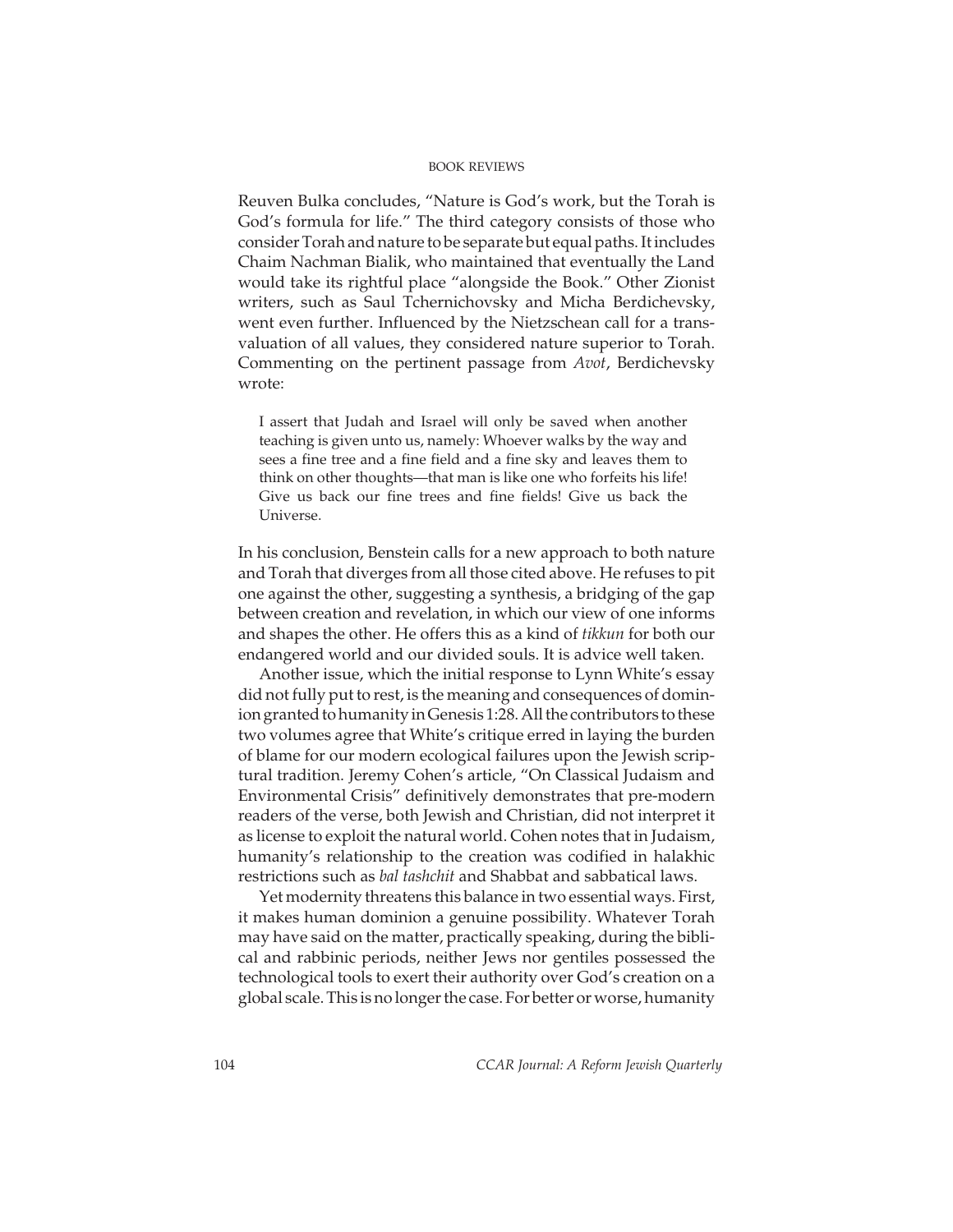Reuven Bulka concludes, "Nature is God's work, but the Torah is God's formula for life." The third category consists of those who consider Torah and nature to be separate but equal paths. It includes Chaim Nachman Bialik, who maintained that eventually the Land would take its rightful place "alongside the Book." Other Zionist writers, such as Saul Tchernichovsky and Micha Berdichevsky, went even further. Influenced by the Nietzschean call for a transvaluation of all values, they considered nature superior to Torah. Commenting on the pertinent passage from *Avot*, Berdichevsky wrote:

> I assert that Judah and Israel will only be saved when another teaching is given unto us, namely: Whoever walks by the way and sees a fine tree and a fine field and a fine sky and leaves them to think on other thoughts—that man is like one who forfeits his life! Give us back our fine trees and fine fields! Give us back the Universe.

In his conclusion, Benstein calls for a new approach to both nature and Torah that diverges from all those cited above. He refuses to pit one against the other, suggesting a synthesis, a bridging of the gap between creation and revelation, in which our view of one informs and shapes the other. He offers this as a kind of *tikkun* for both our endangered world and our divided souls. It is advice well taken.

Another issue, which the initial response to Lynn White's essay did not fully put to rest, is the meaning and consequences of dominion granted to humanity in Genesis 1:28. All the contributors to these two volumes agree that White's critique erred in laying the burden of blame for our modern ecological failures upon the Jewish scriptural tradition. Jeremy Cohen's article, "On Classical Judaism and Environmental Crisis" definitively demonstrates that pre-modern readers of the verse, both Jewish and Christian, did not interpret it as license to exploit the natural world. Cohen notes that in Judaism, humanity's relationship to the creation was codified in halakhic restrictions such as *bal tashchit* and Shabbat and sabbatical laws.

Yet modernity threatens this balance in two essential ways. First, it makes human dominion a genuine possibility. Whatever Torah may have said on the matter, practically speaking, during the biblical and rabbinic periods, neither Jews nor gentiles possessed the technological tools to exert their authority over God's creation on a global scale. This is no longer the case. For better or worse, humanity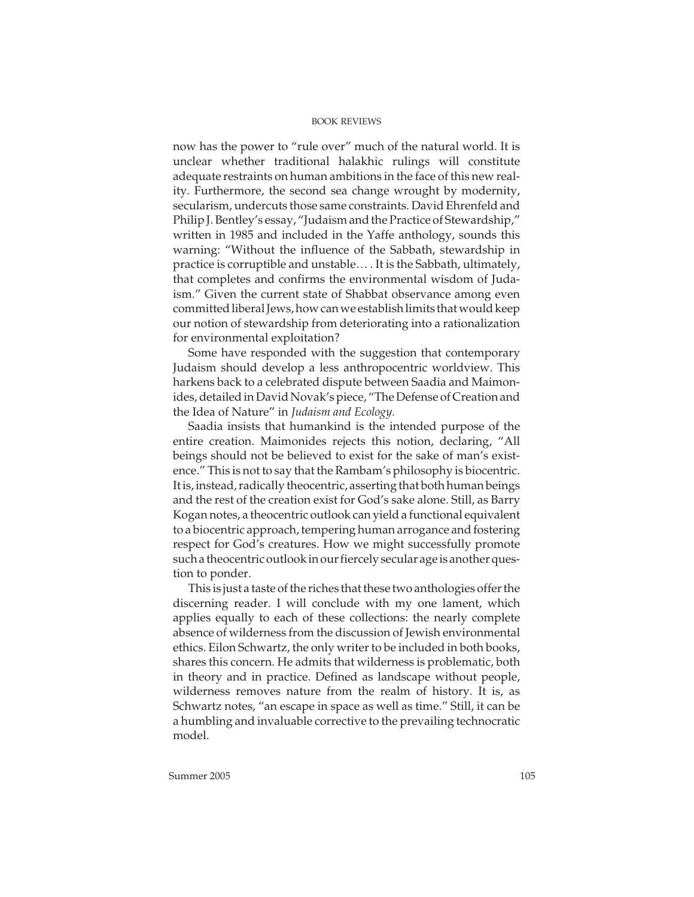now has the power to "rule over" much of the natural world. It is unclear whether traditional halakhic rulings will constitute adequate restraints on human ambitions in the face of this new reality. Furthermore, the second sea change wrought by modernity, secularism, undercuts those same constraints. David Ehrenfeld and Philip J. Bentley's essay, "Judaism and the Practice of Stewardship," written in 1985 and included in the Yaffe anthology, sounds this warning: "Without the influence of the Sabbath, stewardship in practice is corruptible and unstable… . It is the Sabbath, ultimately, that completes and confirms the environmental wisdom of Judaism." Given the current state of Shabbat observance among even committed liberal Jews, how can we establish limits that would keep our notion of stewardship from deteriorating into a rationalization for environmental exploitation?

Some have responded with the suggestion that contemporary Judaism should develop a less anthropocentric worldview. This harkens back to a celebrated dispute between Saadia and Maimonides, detailed in David Novak's piece, "The Defense of Creation and the Idea of Nature" in *Judaism and Ecology.*

Saadia insists that humankind is the intended purpose of the entire creation. Maimonides rejects this notion, declaring, "All beings should not be believed to exist for the sake of man's existence." This is not to say that the Rambam's philosophy is biocentric. It is, instead, radically theocentric, asserting that both human beings and the rest of the creation exist for God's sake alone. Still, as Barry Kogan notes, a theocentric outlook can yield a functional equivalent to a biocentric approach, tempering human arrogance and fostering respect for God's creatures. How we might successfully promote such a theocentric outlook in our fiercely secular age is another question to ponder.

This is just a taste of the riches that these two anthologies offer the discerning reader. I will conclude with my one lament, which applies equally to each of these collections: the nearly complete absence of wilderness from the discussion of Jewish environmental ethics. Eilon Schwartz, the only writer to be included in both books, shares this concern. He admits that wilderness is problematic, both in theory and in practice. Defined as landscape without people, wilderness removes nature from the realm of history. It is, as Schwartz notes, "an escape in space as well as time." Still, it can be a humbling and invaluable corrective to the prevailing technocratic model.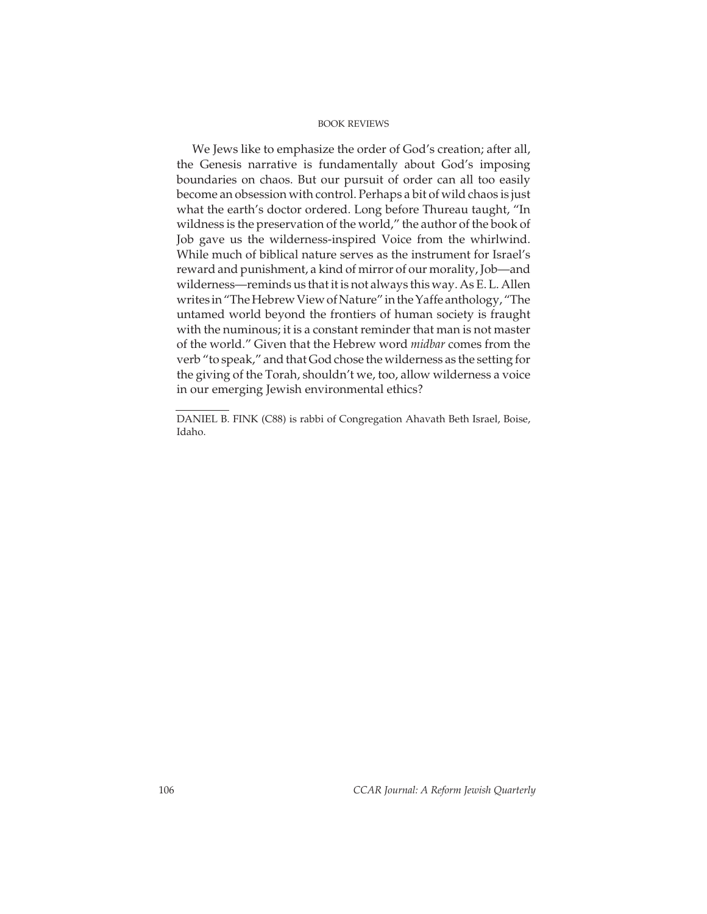We Jews like to emphasize the order of God's creation; after all, the Genesis narrative is fundamentally about God's imposing boundaries on chaos. But our pursuit of order can all too easily become an obsession with control. Perhaps a bit of wild chaos is just what the earth's doctor ordered. Long before Thureau taught, "In wildness is the preservation of the world," the author of the book of Job gave us the wilderness-inspired Voice from the whirlwind. While much of biblical nature serves as the instrument for Israel's reward and punishment, a kind of mirror of our morality, Job—and wilderness—reminds us that it is not always this way. As E. L. Allen writes in "The Hebrew View of Nature" in the Yaffe anthology, "The untamed world beyond the frontiers of human society is fraught with the numinous; it is a constant reminder that man is not master of the world." Given that the Hebrew word *midbar* comes from the verb "to speak," and that God chose the wilderness as the setting for the giving of the Torah, shouldn't we, too, allow wilderness a voice in our emerging Jewish environmental ethics?

---

DANIEL B. FINK (C88) is rabbi of Congregation Ahavath Beth Israel, Boise, Idaho.